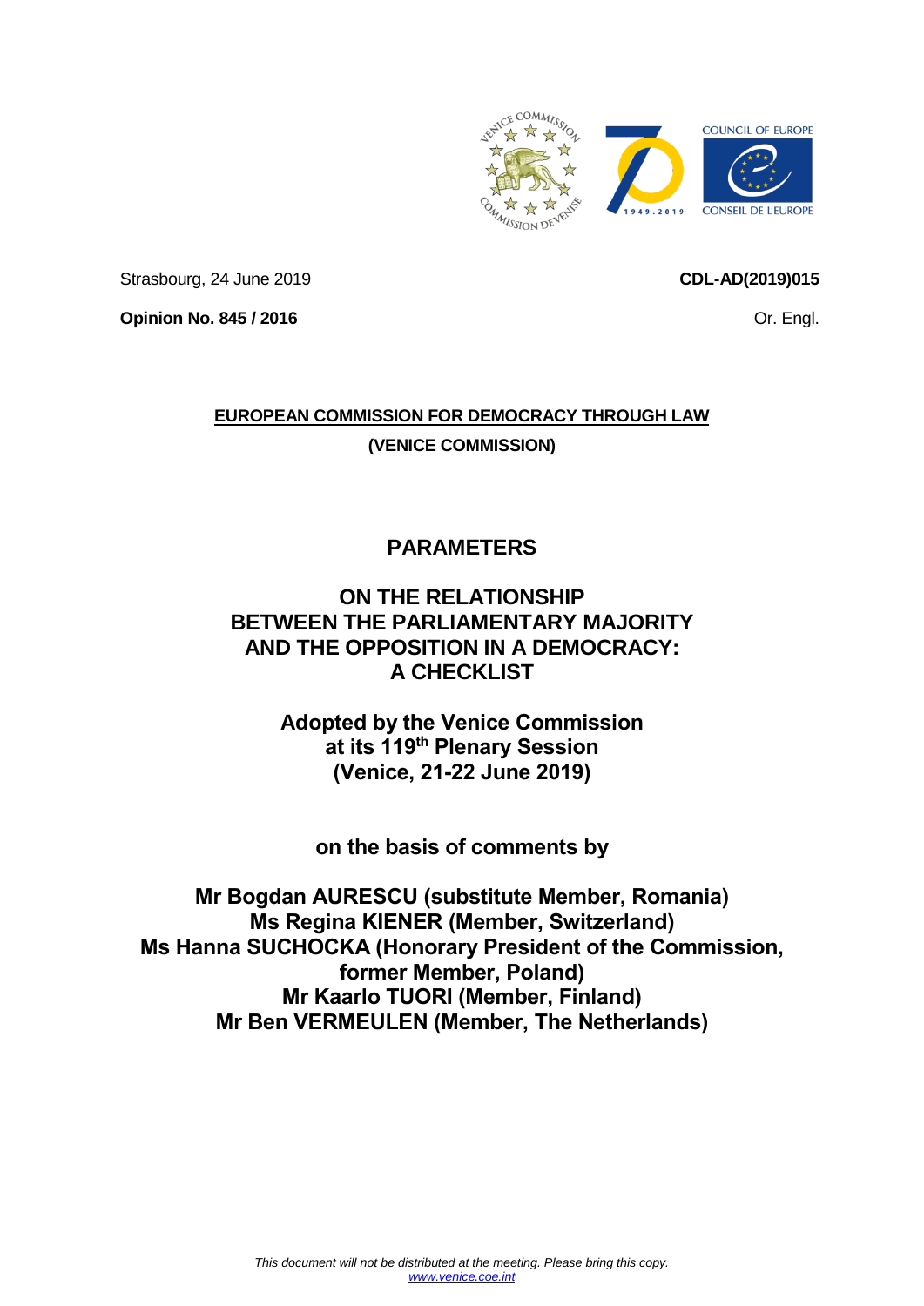Strasbourg, 24 June 2019

**CDL-AD(2019)015**

**Opinion No. 845 / 2016**

Or. Engl.

**EUROPEAN COMMISSION FOR DEMOCRACY THROUGH LAW**

**(VENICE COMMISSION)**

# PARAMETERS

# ON THE RELATIONSHIP BETWEEN THE PARLIAMENTARY MAJORITY AND THE OPPOSITION IN A DEMOCRACY: A CHECKLIST

**Adopted by the Venice Commission at its 119th Plenary Session (Venice, 21-22 June 2019)**

**on the basis of comments by**

**Mr Bogdan AURESCU (substitute Member, Romania)**
**Ms Regina KIENER (Member, Switzerland)**
**Ms Hanna SUCHOCKA (Honorary President of the Commission, former Member, Poland)**
**Mr Kaarlo TUORI (Member, Finland)**
**Mr Ben VERMEULEN (Member, The Netherlands)**

*This document will not be distributed at the meeting. Please bring this copy.*
*www.venice.coe.int*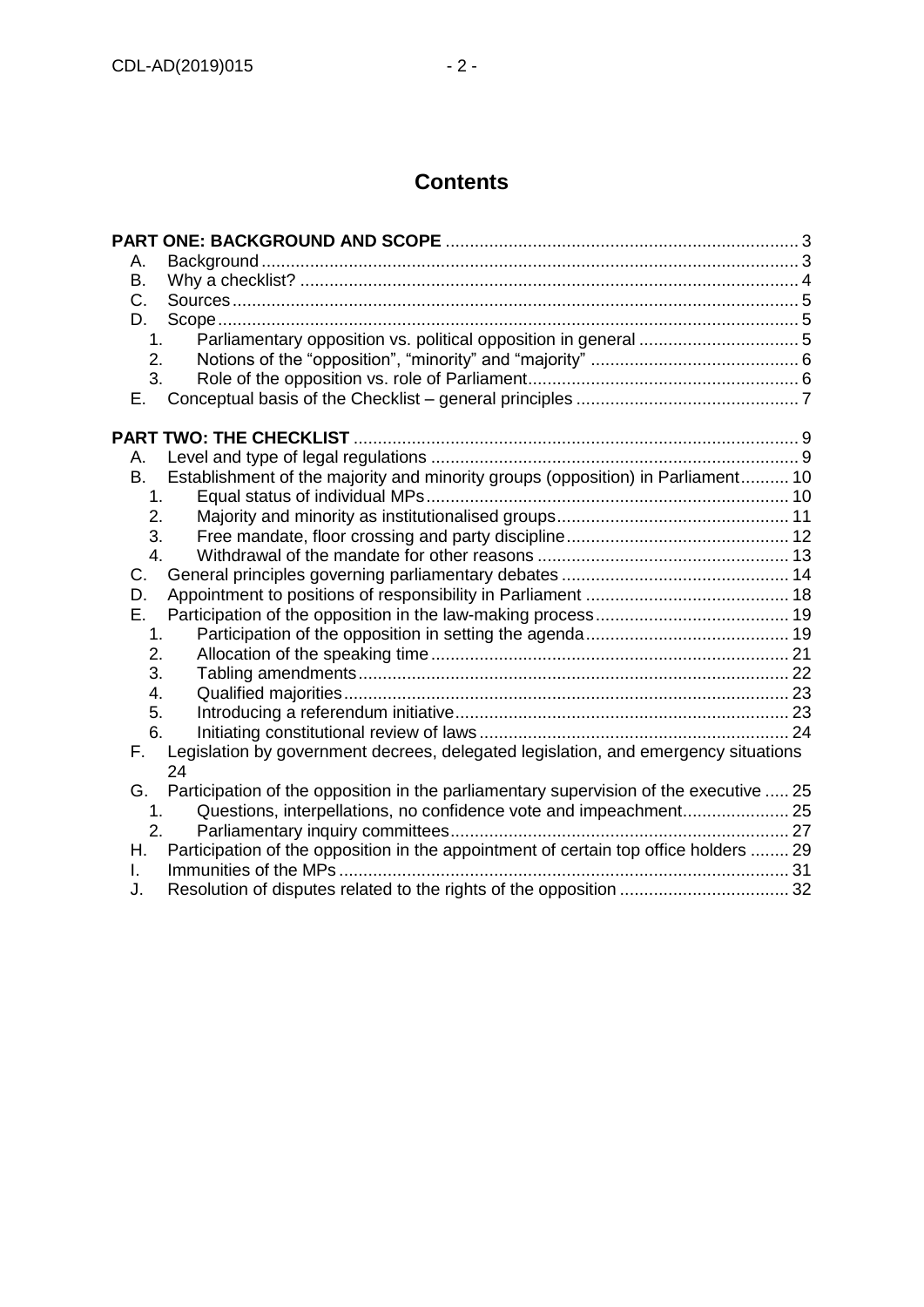# Contents

**PART ONE: BACKGROUND AND SCOPE** ........................................................................ 3

A. Background ........................................................................................................ 3

B. Why a checklist? ................................................................................................ 4

C. Sources ............................................................................................................. 5

D. Scope ................................................................................................................ 5

1. Parliamentary opposition vs. political opposition in general ................................ 5

2. Notions of the "opposition", "minority" and "majority" ........................................... 6

3. Role of the opposition vs. role of Parliament ........................................................ 6

E. Conceptual basis of the Checklist – general principles ............................................ 7

**PART TWO: THE CHECKLIST** ........................................................................................ 9

A. Level and type of legal regulations ........................................................................ 9

B. Establishment of the majority and minority groups (opposition) in Parliament .......... 10

1. Equal status of individual MPs ........................................................................... 10

2. Majority and minority as institutionalised groups ................................................ 11

3. Free mandate, floor crossing and party discipline .............................................. 12

4. Withdrawal of the mandate for other reasons ...................................................... 13

C. General principles governing parliamentary debates .............................................. 14

D. Appointment to positions of responsibility in Parliament ......................................... 18

E. Participation of the opposition in the law-making process ........................................ 19

1. Participation of the opposition in setting the agenda ............................................ 19

2. Allocation of the speaking time ........................................................................... 21

3. Tabling amendments ......................................................................................... 22

4. Qualified majorities ........................................................................................... 23

5. Introducing a referendum initiative ...................................................................... 23

6. Initiating constitutional review of laws ................................................................. 24

F. Legislation by government decrees, delegated legislation, and emergency situations 24

G. Participation of the opposition in the parliamentary supervision of the executive ..... 25

1. Questions, interpellations, no confidence vote and impeachment .......................... 25

2. Parliamentary inquiry committees ....................................................................... 27

H. Participation of the opposition in the appointment of certain top office holders ........ 29

I. Immunities of the MPs ............................................................................................ 31

J. Resolution of disputes related to the rights of the opposition ................................... 32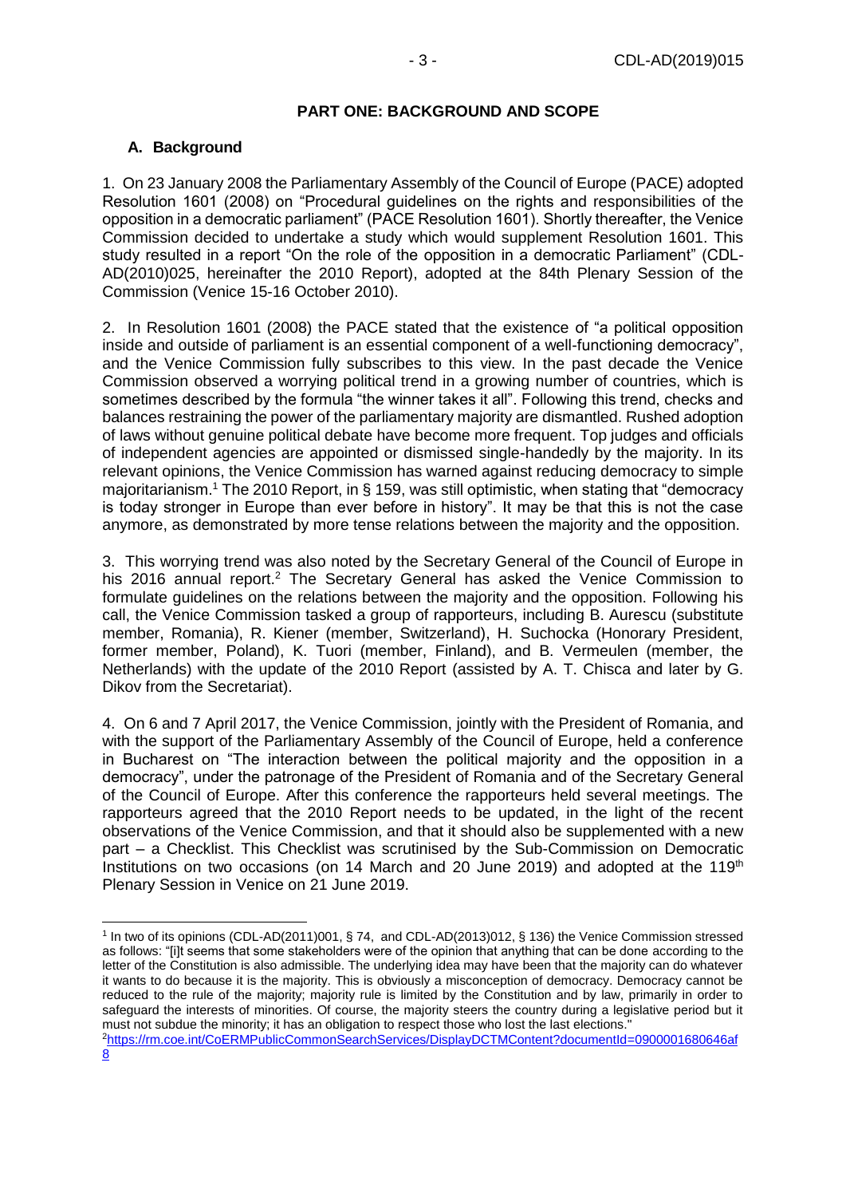# PART ONE: BACKGROUND AND SCOPE

## A. Background

1. On 23 January 2008 the Parliamentary Assembly of the Council of Europe (PACE) adopted Resolution 1601 (2008) on "Procedural guidelines on the rights and responsibilities of the opposition in a democratic parliament" (PACE Resolution 1601). Shortly thereafter, the Venice Commission decided to undertake a study which would supplement Resolution 1601. This study resulted in a report "On the role of the opposition in a democratic Parliament" (CDL-AD(2010)025, hereinafter the 2010 Report), adopted at the 84th Plenary Session of the Commission (Venice 15-16 October 2010).

2. In Resolution 1601 (2008) the PACE stated that the existence of "a political opposition inside and outside of parliament is an essential component of a well-functioning democracy", and the Venice Commission fully subscribes to this view. In the past decade the Venice Commission observed a worrying political trend in a growing number of countries, which is sometimes described by the formula "the winner takes it all". Following this trend, checks and balances restraining the power of the parliamentary majority are dismantled. Rushed adoption of laws without genuine political debate have become more frequent. Top judges and officials of independent agencies are appointed or dismissed single-handedly by the majority. In its relevant opinions, the Venice Commission has warned against reducing democracy to simple majoritarianism.[1] The 2010 Report, in § 159, was still optimistic, when stating that "democracy is today stronger in Europe than ever before in history". It may be that this is not the case anymore, as demonstrated by more tense relations between the majority and the opposition.

3. This worrying trend was also noted by the Secretary General of the Council of Europe in his 2016 annual report.[2] The Secretary General has asked the Venice Commission to formulate guidelines on the relations between the majority and the opposition. Following his call, the Venice Commission tasked a group of rapporteurs, including B. Aurescu (substitute member, Romania), R. Kiener (member, Switzerland), H. Suchocka (Honorary President, former member, Poland), K. Tuori (member, Finland), and B. Vermeulen (member, the Netherlands) with the update of the 2010 Report (assisted by A. T. Chisca and later by G. Dikov from the Secretariat).

4. On 6 and 7 April 2017, the Venice Commission, jointly with the President of Romania, and with the support of the Parliamentary Assembly of the Council of Europe, held a conference in Bucharest on "The interaction between the political majority and the opposition in a democracy", under the patronage of the President of Romania and of the Secretary General of the Council of Europe. After this conference the rapporteurs held several meetings. The rapporteurs agreed that the 2010 Report needs to be updated, in the light of the recent observations of the Venice Commission, and that it should also be supplemented with a new part – a Checklist. This Checklist was scrutinised by the Sub-Commission on Democratic Institutions on two occasions (on 14 March and 20 June 2019) and adopted at the 119th Plenary Session in Venice on 21 June 2019.

---

[1] In two of its opinions (CDL-AD(2011)001, § 74, and CDL-AD(2013)012, § 136) the Venice Commission stressed as follows: "[i]t seems that some stakeholders were of the opinion that anything that can be done according to the letter of the Constitution is also admissible. The underlying idea may have been that the majority can do whatever it wants to do because it is the majority. This is obviously a misconception of democracy. Democracy cannot be reduced to the rule of the majority; majority rule is limited by the Constitution and by law, primarily in order to safeguard the interests of minorities. Of course, the majority steers the country during a legislative period but it must not subdue the minority; it has an obligation to respect those who lost the last elections."

[2] https://rm.coe.int/CoERMPublicCommonSearchServices/DisplayDCTMContent?documentId=0900001680646af8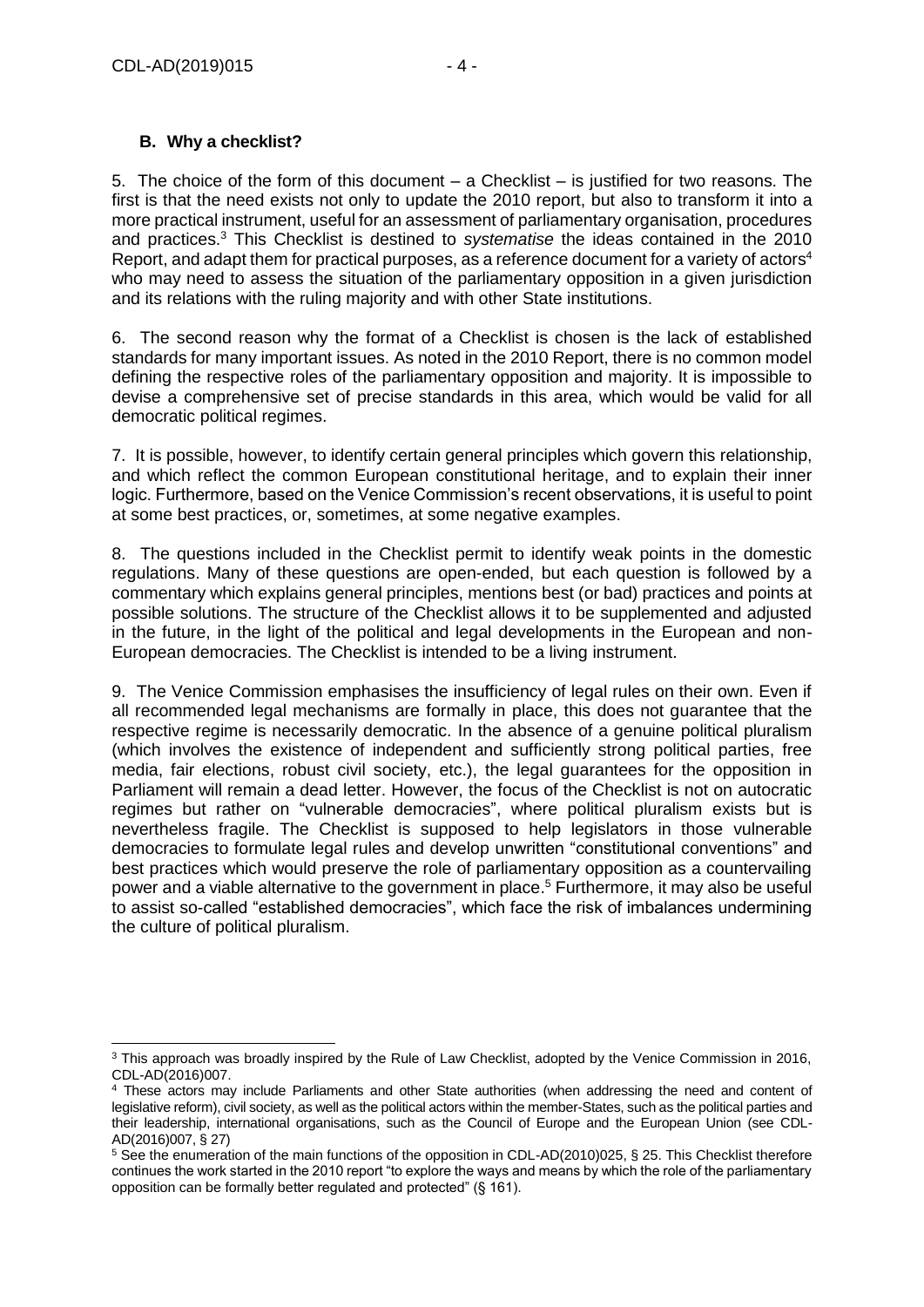### B. Why a checklist?

5. The choice of the form of this document – a Checklist – is justified for two reasons. The first is that the need exists not only to update the 2010 report, but also to transform it into a more practical instrument, useful for an assessment of parliamentary organisation, procedures and practices.[3] This Checklist is destined to *systematise* the ideas contained in the 2010 Report, and adapt them for practical purposes, as a reference document for a variety of actors[4] who may need to assess the situation of the parliamentary opposition in a given jurisdiction and its relations with the ruling majority and with other State institutions.

6. The second reason why the format of a Checklist is chosen is the lack of established standards for many important issues. As noted in the 2010 Report, there is no common model defining the respective roles of the parliamentary opposition and majority. It is impossible to devise a comprehensive set of precise standards in this area, which would be valid for all democratic political regimes.

7. It is possible, however, to identify certain general principles which govern this relationship, and which reflect the common European constitutional heritage, and to explain their inner logic. Furthermore, based on the Venice Commission's recent observations, it is useful to point at some best practices, or, sometimes, at some negative examples.

8. The questions included in the Checklist permit to identify weak points in the domestic regulations. Many of these questions are open-ended, but each question is followed by a commentary which explains general principles, mentions best (or bad) practices and points at possible solutions. The structure of the Checklist allows it to be supplemented and adjusted in the future, in the light of the political and legal developments in the European and non-European democracies. The Checklist is intended to be a living instrument.

9. The Venice Commission emphasises the insufficiency of legal rules on their own. Even if all recommended legal mechanisms are formally in place, this does not guarantee that the respective regime is necessarily democratic. In the absence of a genuine political pluralism (which involves the existence of independent and sufficiently strong political parties, free media, fair elections, robust civil society, etc.), the legal guarantees for the opposition in Parliament will remain a dead letter. However, the focus of the Checklist is not on autocratic regimes but rather on "vulnerable democracies", where political pluralism exists but is nevertheless fragile. The Checklist is supposed to help legislators in those vulnerable democracies to formulate legal rules and develop unwritten "constitutional conventions" and best practices which would preserve the role of parliamentary opposition as a countervailing power and a viable alternative to the government in place.[5] Furthermore, it may also be useful to assist so-called "established democracies", which face the risk of imbalances undermining the culture of political pluralism.

---

[3] This approach was broadly inspired by the Rule of Law Checklist, adopted by the Venice Commission in 2016, CDL-AD(2016)007.

[4] These actors may include Parliaments and other State authorities (when addressing the need and content of legislative reform), civil society, as well as the political actors within the member-States, such as the political parties and their leadership, international organisations, such as the Council of Europe and the European Union (see CDL-AD(2016)007, § 27)

[5] See the enumeration of the main functions of the opposition in CDL-AD(2010)025, § 25. This Checklist therefore continues the work started in the 2010 report "to explore the ways and means by which the role of the parliamentary opposition can be formally better regulated and protected" (§ 161).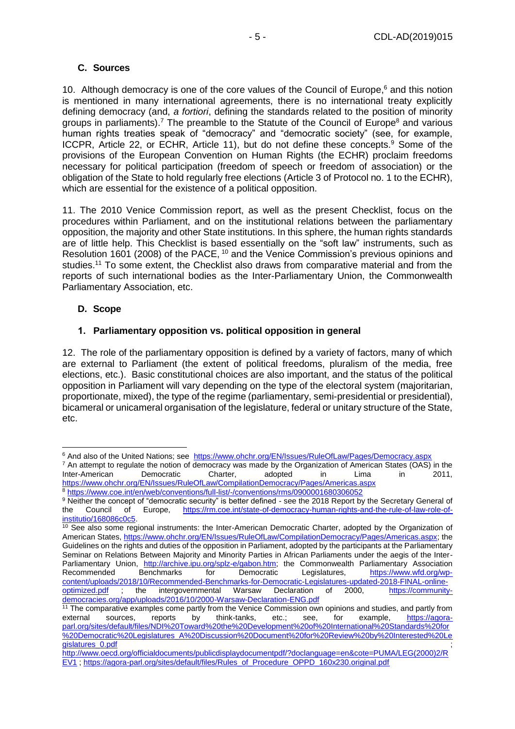### C. Sources

10. Although democracy is one of the core values of the Council of Europe,[6] and this notion is mentioned in many international agreements, there is no international treaty explicitly defining democracy (and, *a fortiori*, defining the standards related to the position of minority groups in parliaments).[7] The preamble to the Statute of the Council of Europe[8] and various human rights treaties speak of "democracy" and "democratic society" (see, for example, ICCPR, Article 22, or ECHR, Article 11), but do not define these concepts.[9] Some of the provisions of the European Convention on Human Rights (the ECHR) proclaim freedoms necessary for political participation (freedom of speech or freedom of association) or the obligation of the State to hold regularly free elections (Article 3 of Protocol no. 1 to the ECHR), which are essential for the existence of a political opposition.

11. The 2010 Venice Commission report, as well as the present Checklist, focus on the procedures within Parliament, and on the institutional relations between the parliamentary opposition, the majority and other State institutions. In this sphere, the human rights standards are of little help. This Checklist is based essentially on the "soft law" instruments, such as Resolution 1601 (2008) of the PACE, [10] and the Venice Commission's previous opinions and studies.[11] To some extent, the Checklist also draws from comparative material and from the reports of such international bodies as the Inter-Parliamentary Union, the Commonwealth Parliamentary Association, etc.

### D. Scope

#### 1. Parliamentary opposition vs. political opposition in general

12. The role of the parliamentary opposition is defined by a variety of factors, many of which are external to Parliament (the extent of political freedoms, pluralism of the media, free elections, etc.). Basic constitutional choices are also important, and the status of the political opposition in Parliament will vary depending on the type of the electoral system (majoritarian, proportionate, mixed), the type of the regime (parliamentary, semi-presidential or presidential), bicameral or unicameral organisation of the legislature, federal or unitary structure of the State, etc.

---

[6] And also of the United Nations; see https://www.ohchr.org/EN/Issues/RuleOfLaw/Pages/Democracy.aspx

[7] An attempt to regulate the notion of democracy was made by the Organization of American States (OAS) in the Inter-American Democratic Charter, adopted in Lima in 2011, https://www.ohchr.org/EN/Issues/RuleOfLaw/CompilationDemocracy/Pages/Americas.aspx

[8] https://www.coe.int/en/web/conventions/full-list/-/conventions/rms/0900001680306052

[9] Neither the concept of "democratic security" is better defined - see the 2018 Report by the Secretary General of the Council of Europe, https://rm.coe.int/state-of-democracy-human-rights-and-the-rule-of-law-role-of-institutio/168086c0c5.

[10] See also some regional instruments: the Inter-American Democratic Charter, adopted by the Organization of American States, https://www.ohchr.org/EN/Issues/RuleOfLaw/CompilationDemocracy/Pages/Americas.aspx; the Guidelines on the rights and duties of the opposition in Parliament, adopted by the participants at the Parliamentary Seminar on Relations Between Majority and Minority Parties in African Parliaments under the aegis of the Inter-Parliamentary Union, http://archive.ipu.org/splz-e/gabon.htm; the Commonwealth Parliamentary Association Recommended Benchmarks for Democratic Legislatures, https://www.wfd.org/wp-content/uploads/2018/10/Recommended-Benchmarks-for-Democratic-Legislatures-updated-2018-FINAL-online-optimized.pdf ; the intergovernmental Warsaw Declaration of 2000, https://community-democracies.org/app/uploads/2016/10/2000-Warsaw-Declaration-ENG.pdf

[11] The comparative examples come partly from the Venice Commission own opinions and studies, and partly from external sources, reports by think-tanks, etc.; see, for example, https://agora-parl.org/sites/default/files/NDI%20Toward%20the%20Development%20of%20International%20Standards%20for%20Democratic%20Legislatures_A%20Discussion%20Document%20for%20Review%20by%20Interested%20Legislatures_0.pdf ; http://www.oecd.org/officialdocuments/publicdisplaydocumentpdf/?doclanguage=en&cote=PUMA/LEG(2000)2/REV1 ; https://agora-parl.org/sites/default/files/Rules_of_Procedure_OPPD_160x230.original.pdf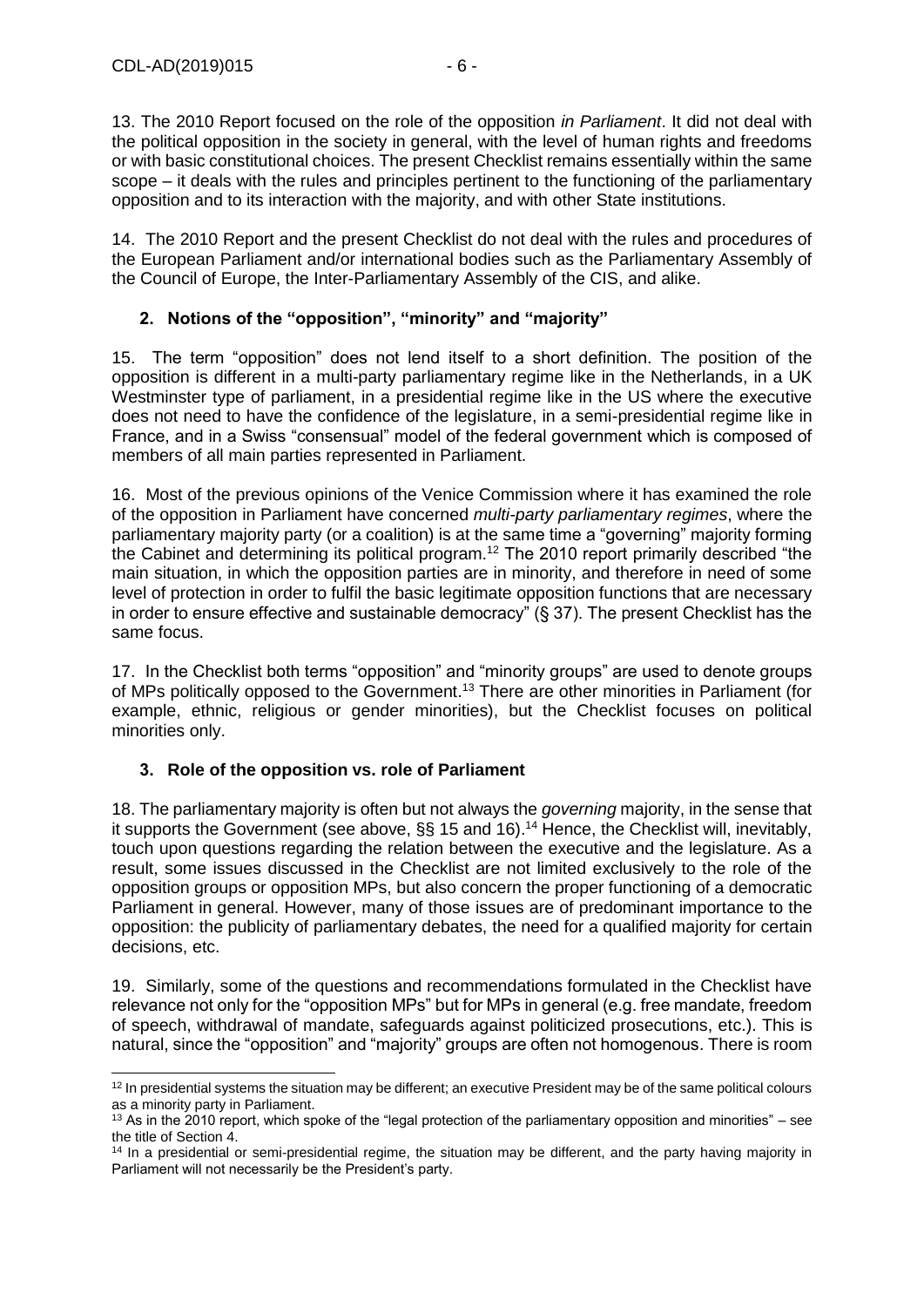13. The 2010 Report focused on the role of the opposition *in Parliament*. It did not deal with the political opposition in the society in general, with the level of human rights and freedoms or with basic constitutional choices. The present Checklist remains essentially within the same scope – it deals with the rules and principles pertinent to the functioning of the parliamentary opposition and to its interaction with the majority, and with other State institutions.

14. The 2010 Report and the present Checklist do not deal with the rules and procedures of the European Parliament and/or international bodies such as the Parliamentary Assembly of the Council of Europe, the Inter-Parliamentary Assembly of the CIS, and alike.

## 2. Notions of the "opposition", "minority" and "majority"

15. The term "opposition" does not lend itself to a short definition. The position of the opposition is different in a multi-party parliamentary regime like in the Netherlands, in a UK Westminster type of parliament, in a presidential regime like in the US where the executive does not need to have the confidence of the legislature, in a semi-presidential regime like in France, and in a Swiss "consensual" model of the federal government which is composed of members of all main parties represented in Parliament.

16. Most of the previous opinions of the Venice Commission where it has examined the role of the opposition in Parliament have concerned *multi-party parliamentary regimes*, where the parliamentary majority party (or a coalition) is at the same time a "governing" majority forming the Cabinet and determining its political program.[12] The 2010 report primarily described "the main situation, in which the opposition parties are in minority, and therefore in need of some level of protection in order to fulfil the basic legitimate opposition functions that are necessary in order to ensure effective and sustainable democracy" (§ 37). The present Checklist has the same focus.

17. In the Checklist both terms "opposition" and "minority groups" are used to denote groups of MPs politically opposed to the Government.[13] There are other minorities in Parliament (for example, ethnic, religious or gender minorities), but the Checklist focuses on political minorities only.

## 3. Role of the opposition vs. role of Parliament

18. The parliamentary majority is often but not always the *governing* majority, in the sense that it supports the Government (see above, §§ 15 and 16).[14] Hence, the Checklist will, inevitably, touch upon questions regarding the relation between the executive and the legislature. As a result, some issues discussed in the Checklist are not limited exclusively to the role of the opposition groups or opposition MPs, but also concern the proper functioning of a democratic Parliament in general. However, many of those issues are of predominant importance to the opposition: the publicity of parliamentary debates, the need for a qualified majority for certain decisions, etc.

19. Similarly, some of the questions and recommendations formulated in the Checklist have relevance not only for the "opposition MPs" but for MPs in general (e.g. free mandate, freedom of speech, withdrawal of mandate, safeguards against politicized prosecutions, etc.). This is natural, since the "opposition" and "majority" groups are often not homogenous. There is room

---

[12] In presidential systems the situation may be different; an executive President may be of the same political colours as a minority party in Parliament.

[13] As in the 2010 report, which spoke of the "legal protection of the parliamentary opposition and minorities" – see the title of Section 4.

[14] In a presidential or semi-presidential regime, the situation may be different, and the party having majority in Parliament will not necessarily be the President's party.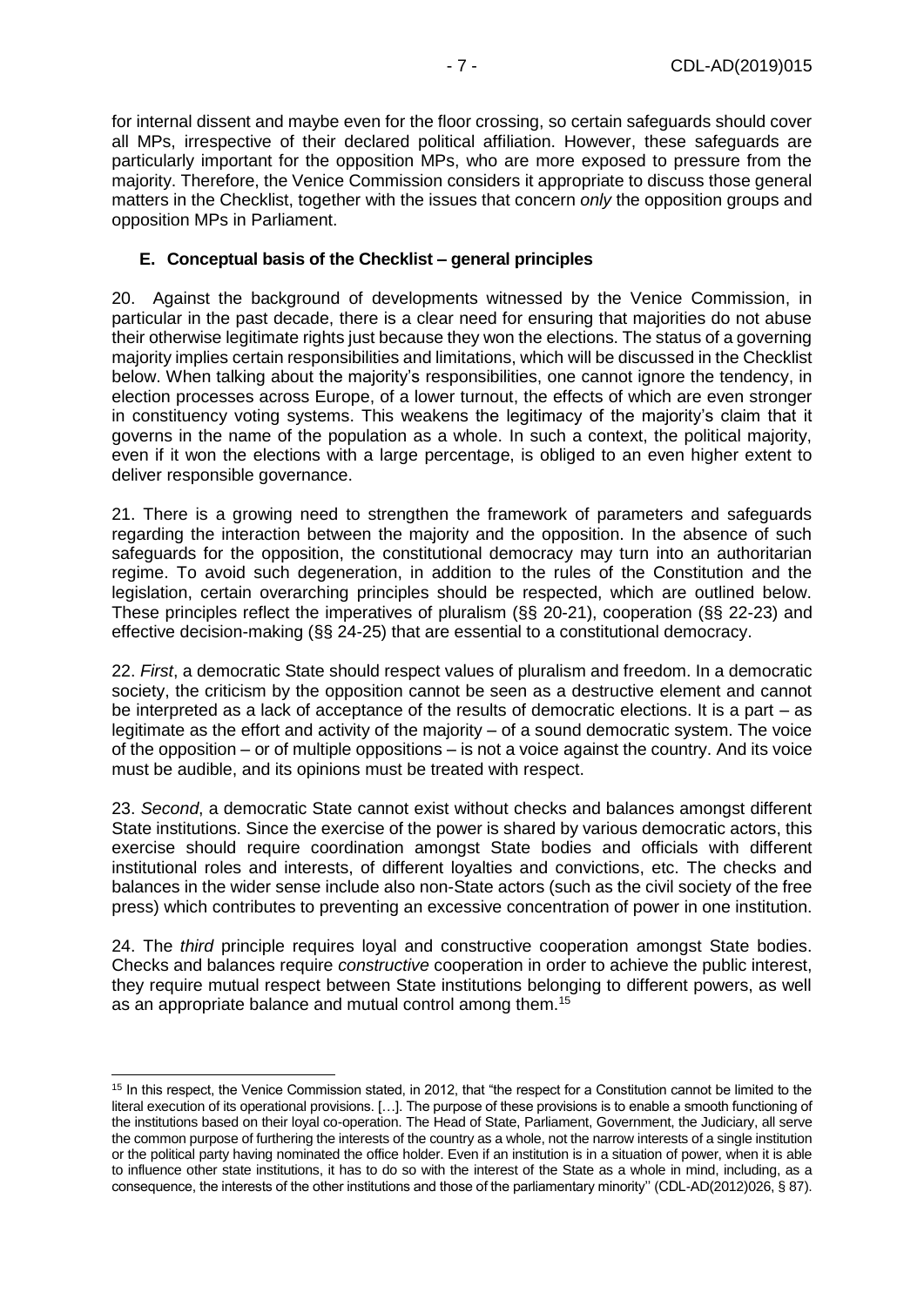for internal dissent and maybe even for the floor crossing, so certain safeguards should cover all MPs, irrespective of their declared political affiliation. However, these safeguards are particularly important for the opposition MPs, who are more exposed to pressure from the majority. Therefore, the Venice Commission considers it appropriate to discuss those general matters in the Checklist, together with the issues that concern *only* the opposition groups and opposition MPs in Parliament.

### E. Conceptual basis of the Checklist – general principles

20. Against the background of developments witnessed by the Venice Commission, in particular in the past decade, there is a clear need for ensuring that majorities do not abuse their otherwise legitimate rights just because they won the elections. The status of a governing majority implies certain responsibilities and limitations, which will be discussed in the Checklist below. When talking about the majority's responsibilities, one cannot ignore the tendency, in election processes across Europe, of a lower turnout, the effects of which are even stronger in constituency voting systems. This weakens the legitimacy of the majority's claim that it governs in the name of the population as a whole. In such a context, the political majority, even if it won the elections with a large percentage, is obliged to an even higher extent to deliver responsible governance.

21. There is a growing need to strengthen the framework of parameters and safeguards regarding the interaction between the majority and the opposition. In the absence of such safeguards for the opposition, the constitutional democracy may turn into an authoritarian regime. To avoid such degeneration, in addition to the rules of the Constitution and the legislation, certain overarching principles should be respected, which are outlined below. These principles reflect the imperatives of pluralism (§§ 20-21), cooperation (§§ 22-23) and effective decision-making (§§ 24-25) that are essential to a constitutional democracy.

22. *First*, a democratic State should respect values of pluralism and freedom. In a democratic society, the criticism by the opposition cannot be seen as a destructive element and cannot be interpreted as a lack of acceptance of the results of democratic elections. It is a part – as legitimate as the effort and activity of the majority – of a sound democratic system. The voice of the opposition – or of multiple oppositions – is not a voice against the country. And its voice must be audible, and its opinions must be treated with respect.

23. *Second*, a democratic State cannot exist without checks and balances amongst different State institutions. Since the exercise of the power is shared by various democratic actors, this exercise should require coordination amongst State bodies and officials with different institutional roles and interests, of different loyalties and convictions, etc. The checks and balances in the wider sense include also non-State actors (such as the civil society of the free press) which contributes to preventing an excessive concentration of power in one institution.

24. The *third* principle requires loyal and constructive cooperation amongst State bodies. Checks and balances require *constructive* cooperation in order to achieve the public interest, they require mutual respect between State institutions belonging to different powers, as well as an appropriate balance and mutual control among them.[15]

---

[15] In this respect, the Venice Commission stated, in 2012, that "the respect for a Constitution cannot be limited to the literal execution of its operational provisions. […]. The purpose of these provisions is to enable a smooth functioning of the institutions based on their loyal co-operation. The Head of State, Parliament, Government, the Judiciary, all serve the common purpose of furthering the interests of the country as a whole, not the narrow interests of a single institution or the political party having nominated the office holder. Even if an institution is in a situation of power, when it is able to influence other state institutions, it has to do so with the interest of the State as a whole in mind, including, as a consequence, the interests of the other institutions and those of the parliamentary minority'' (CDL-AD(2012)026, § 87).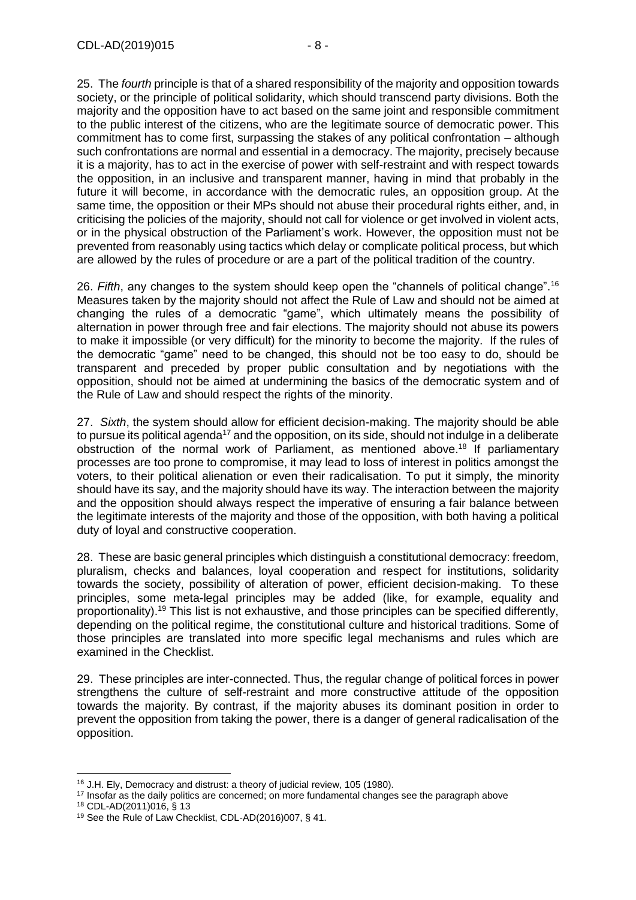25. The *fourth* principle is that of a shared responsibility of the majority and opposition towards society, or the principle of political solidarity, which should transcend party divisions. Both the majority and the opposition have to act based on the same joint and responsible commitment to the public interest of the citizens, who are the legitimate source of democratic power. This commitment has to come first, surpassing the stakes of any political confrontation – although such confrontations are normal and essential in a democracy. The majority, precisely because it is a majority, has to act in the exercise of power with self-restraint and with respect towards the opposition, in an inclusive and transparent manner, having in mind that probably in the future it will become, in accordance with the democratic rules, an opposition group. At the same time, the opposition or their MPs should not abuse their procedural rights either, and, in criticising the policies of the majority, should not call for violence or get involved in violent acts, or in the physical obstruction of the Parliament's work. However, the opposition must not be prevented from reasonably using tactics which delay or complicate political process, but which are allowed by the rules of procedure or are a part of the political tradition of the country.

26. *Fifth*, any changes to the system should keep open the "channels of political change".[16] Measures taken by the majority should not affect the Rule of Law and should not be aimed at changing the rules of a democratic "game", which ultimately means the possibility of alternation in power through free and fair elections. The majority should not abuse its powers to make it impossible (or very difficult) for the minority to become the majority. If the rules of the democratic "game" need to be changed, this should not be too easy to do, should be transparent and preceded by proper public consultation and by negotiations with the opposition, should not be aimed at undermining the basics of the democratic system and of the Rule of Law and should respect the rights of the minority.

27. *Sixth*, the system should allow for efficient decision-making. The majority should be able to pursue its political agenda[17] and the opposition, on its side, should not indulge in a deliberate obstruction of the normal work of Parliament, as mentioned above.[18] If parliamentary processes are too prone to compromise, it may lead to loss of interest in politics amongst the voters, to their political alienation or even their radicalisation. To put it simply, the minority should have its say, and the majority should have its way. The interaction between the majority and the opposition should always respect the imperative of ensuring a fair balance between the legitimate interests of the majority and those of the opposition, with both having a political duty of loyal and constructive cooperation.

28. These are basic general principles which distinguish a constitutional democracy: freedom, pluralism, checks and balances, loyal cooperation and respect for institutions, solidarity towards the society, possibility of alteration of power, efficient decision-making. To these principles, some meta-legal principles may be added (like, for example, equality and proportionality).[19] This list is not exhaustive, and those principles can be specified differently, depending on the political regime, the constitutional culture and historical traditions. Some of those principles are translated into more specific legal mechanisms and rules which are examined in the Checklist.

29. These principles are inter-connected. Thus, the regular change of political forces in power strengthens the culture of self-restraint and more constructive attitude of the opposition towards the majority. By contrast, if the majority abuses its dominant position in order to prevent the opposition from taking the power, there is a danger of general radicalisation of the opposition.

---

[16] J.H. Ely, Democracy and distrust: a theory of judicial review, 105 (1980).

[17] Insofar as the daily politics are concerned; on more fundamental changes see the paragraph above

[18] CDL-AD(2011)016, § 13

[19] See the Rule of Law Checklist, CDL-AD(2016)007, § 41.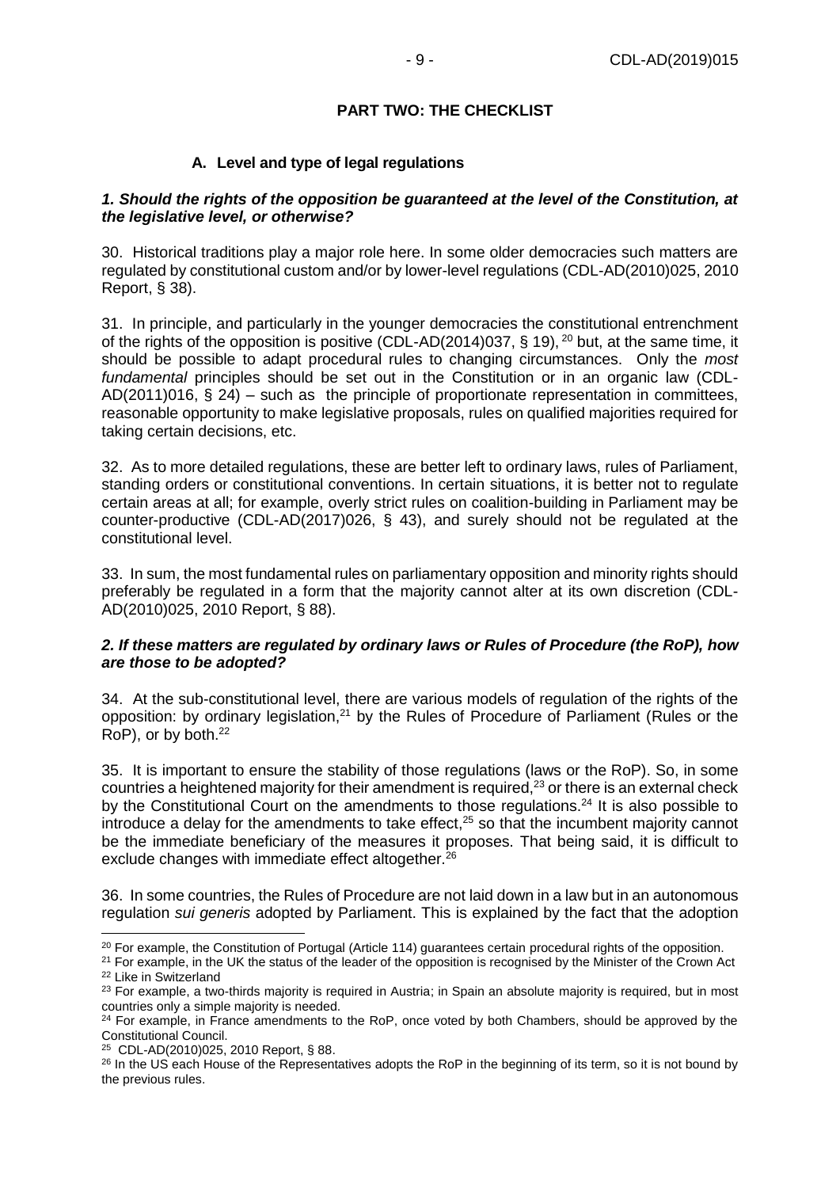## PART TWO: THE CHECKLIST

### A. Level and type of legal regulations

***1. Should the rights of the opposition be guaranteed at the level of the Constitution, at the legislative level, or otherwise?***

30. Historical traditions play a major role here. In some older democracies such matters are regulated by constitutional custom and/or by lower-level regulations (CDL-AD(2010)025, 2010 Report, § 38).

31. In principle, and particularly in the younger democracies the constitutional entrenchment of the rights of the opposition is positive (CDL-AD(2014)037, § 19), [20] but, at the same time, it should be possible to adapt procedural rules to changing circumstances. Only the *most fundamental* principles should be set out in the Constitution or in an organic law (CDL-AD(2011)016, § 24) – such as the principle of proportionate representation in committees, reasonable opportunity to make legislative proposals, rules on qualified majorities required for taking certain decisions, etc.

32. As to more detailed regulations, these are better left to ordinary laws, rules of Parliament, standing orders or constitutional conventions. In certain situations, it is better not to regulate certain areas at all; for example, overly strict rules on coalition-building in Parliament may be counter-productive (CDL-AD(2017)026, § 43), and surely should not be regulated at the constitutional level.

33. In sum, the most fundamental rules on parliamentary opposition and minority rights should preferably be regulated in a form that the majority cannot alter at its own discretion (CDL-AD(2010)025, 2010 Report, § 88).

***2. If these matters are regulated by ordinary laws or Rules of Procedure (the RoP), how are those to be adopted?***

34. At the sub-constitutional level, there are various models of regulation of the rights of the opposition: by ordinary legislation,[21] by the Rules of Procedure of Parliament (Rules or the RoP), or by both.[22]

35. It is important to ensure the stability of those regulations (laws or the RoP). So, in some countries a heightened majority for their amendment is required,[23] or there is an external check by the Constitutional Court on the amendments to those regulations.[24] It is also possible to introduce a delay for the amendments to take effect,[25] so that the incumbent majority cannot be the immediate beneficiary of the measures it proposes. That being said, it is difficult to exclude changes with immediate effect altogether.[26]

36. In some countries, the Rules of Procedure are not laid down in a law but in an autonomous regulation *sui generis* adopted by Parliament. This is explained by the fact that the adoption

---

[20] For example, the Constitution of Portugal (Article 114) guarantees certain procedural rights of the opposition.

[21] For example, in the UK the status of the leader of the opposition is recognised by the Minister of the Crown Act

[22] Like in Switzerland

[23] For example, a two-thirds majority is required in Austria; in Spain an absolute majority is required, but in most countries only a simple majority is needed.

[24] For example, in France amendments to the RoP, once voted by both Chambers, should be approved by the Constitutional Council.

[25] CDL-AD(2010)025, 2010 Report, § 88.

[26] In the US each House of the Representatives adopts the RoP in the beginning of its term, so it is not bound by the previous rules.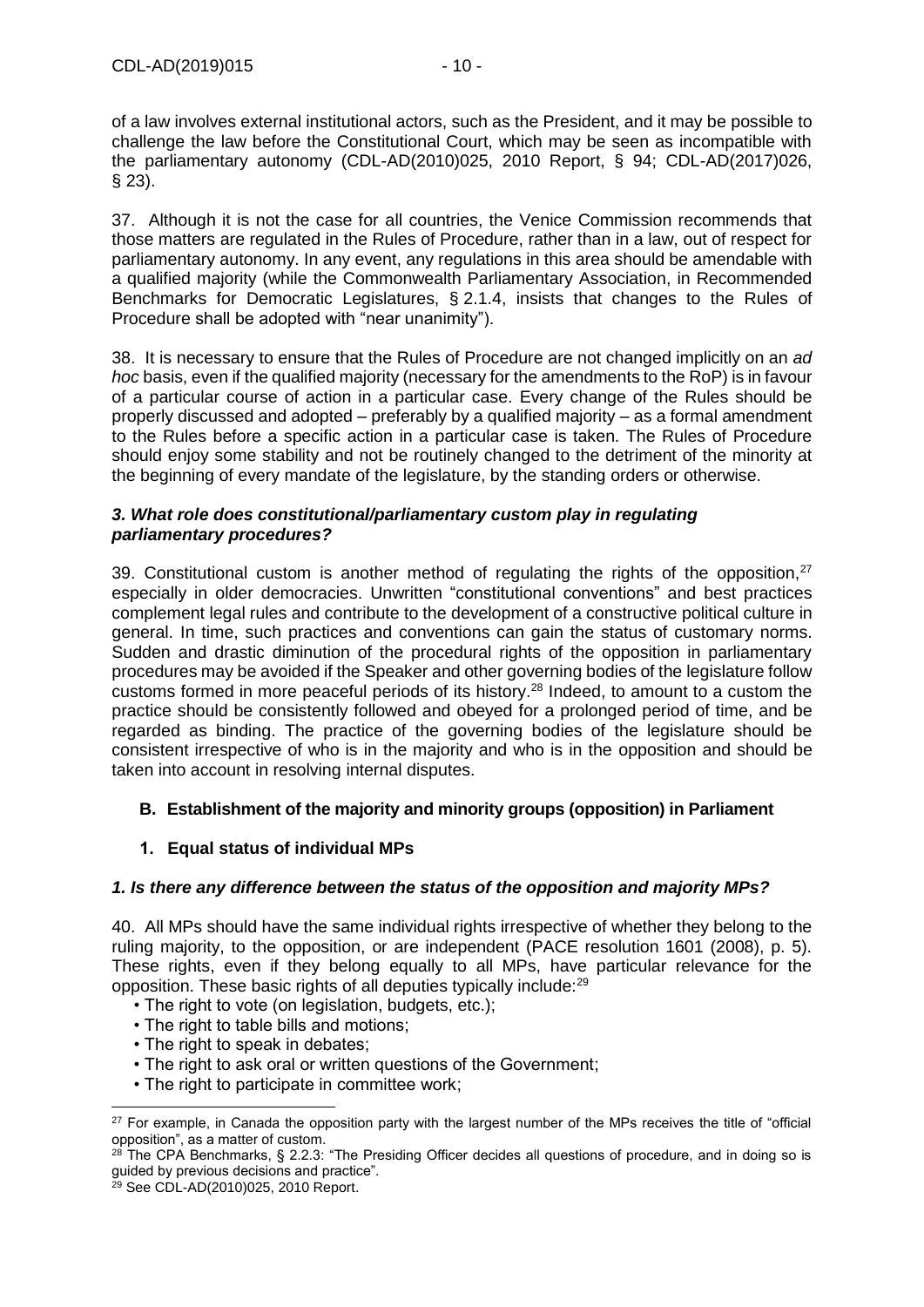of a law involves external institutional actors, such as the President, and it may be possible to challenge the law before the Constitutional Court, which may be seen as incompatible with the parliamentary autonomy (CDL-AD(2010)025, 2010 Report, § 94; CDL-AD(2017)026, § 23).

37. Although it is not the case for all countries, the Venice Commission recommends that those matters are regulated in the Rules of Procedure, rather than in a law, out of respect for parliamentary autonomy. In any event, any regulations in this area should be amendable with a qualified majority (while the Commonwealth Parliamentary Association, in Recommended Benchmarks for Democratic Legislatures, § 2.1.4, insists that changes to the Rules of Procedure shall be adopted with "near unanimity").

38. It is necessary to ensure that the Rules of Procedure are not changed implicitly on an *ad hoc* basis, even if the qualified majority (necessary for the amendments to the RoP) is in favour of a particular course of action in a particular case. Every change of the Rules should be properly discussed and adopted – preferably by a qualified majority – as a formal amendment to the Rules before a specific action in a particular case is taken. The Rules of Procedure should enjoy some stability and not be routinely changed to the detriment of the minority at the beginning of every mandate of the legislature, by the standing orders or otherwise.

### *3. What role does constitutional/parliamentary custom play in regulating parliamentary procedures?*

39. Constitutional custom is another method of regulating the rights of the opposition,[27] especially in older democracies. Unwritten "constitutional conventions" and best practices complement legal rules and contribute to the development of a constructive political culture in general. In time, such practices and conventions can gain the status of customary norms. Sudden and drastic diminution of the procedural rights of the opposition in parliamentary procedures may be avoided if the Speaker and other governing bodies of the legislature follow customs formed in more peaceful periods of its history.[28] Indeed, to amount to a custom the practice should be consistently followed and obeyed for a prolonged period of time, and be regarded as binding. The practice of the governing bodies of the legislature should be consistent irrespective of who is in the majority and who is in the opposition and should be taken into account in resolving internal disputes.

## B. Establishment of the majority and minority groups (opposition) in Parliament

### 1. Equal status of individual MPs

### *1. Is there any difference between the status of the opposition and majority MPs?*

40. All MPs should have the same individual rights irrespective of whether they belong to the ruling majority, to the opposition, or are independent (PACE resolution 1601 (2008), p. 5). These rights, even if they belong equally to all MPs, have particular relevance for the opposition. These basic rights of all deputies typically include:[29]

- The right to vote (on legislation, budgets, etc.);
- The right to table bills and motions;
- The right to speak in debates;
- The right to ask oral or written questions of the Government;
- The right to participate in committee work;

---

[27] For example, in Canada the opposition party with the largest number of the MPs receives the title of "official opposition", as a matter of custom.

[28] The CPA Benchmarks, § 2.2.3: "The Presiding Officer decides all questions of procedure, and in doing so is guided by previous decisions and practice".

[29] See CDL-AD(2010)025, 2010 Report.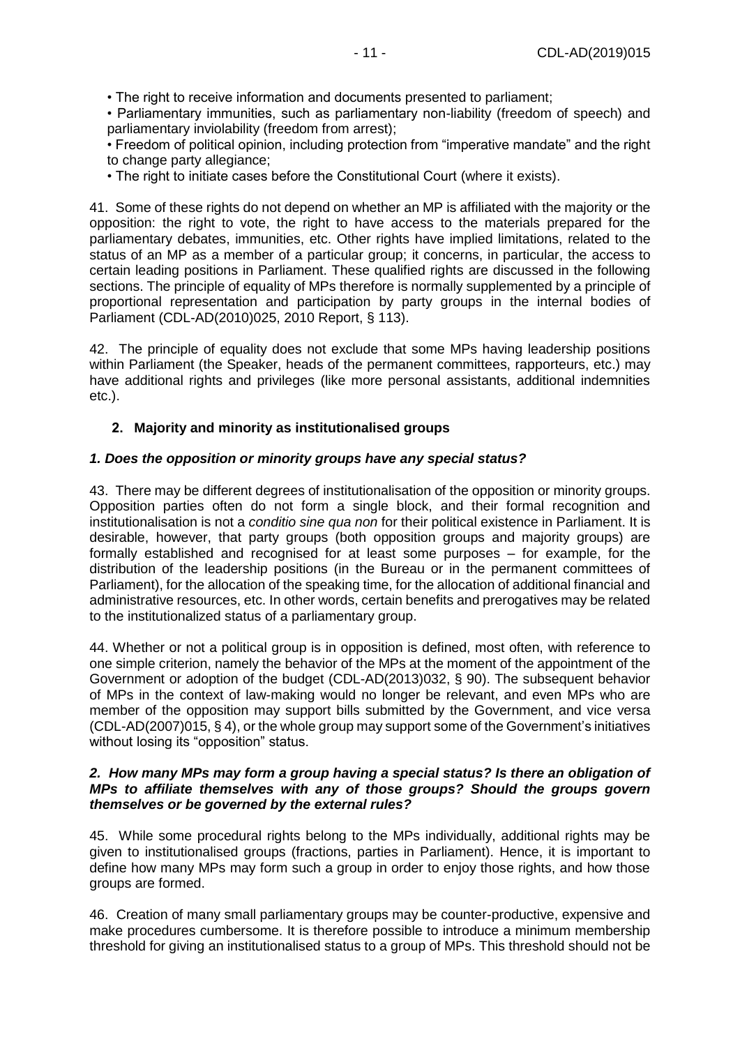- The right to receive information and documents presented to parliament;
- Parliamentary immunities, such as parliamentary non-liability (freedom of speech) and parliamentary inviolability (freedom from arrest);
- Freedom of political opinion, including protection from "imperative mandate" and the right to change party allegiance;
- The right to initiate cases before the Constitutional Court (where it exists).

41. Some of these rights do not depend on whether an MP is affiliated with the majority or the opposition: the right to vote, the right to have access to the materials prepared for the parliamentary debates, immunities, etc. Other rights have implied limitations, related to the status of an MP as a member of a particular group; it concerns, in particular, the access to certain leading positions in Parliament. These qualified rights are discussed in the following sections. The principle of equality of MPs therefore is normally supplemented by a principle of proportional representation and participation by party groups in the internal bodies of Parliament (CDL-AD(2010)025, 2010 Report, § 113).

42. The principle of equality does not exclude that some MPs having leadership positions within Parliament (the Speaker, heads of the permanent committees, rapporteurs, etc.) may have additional rights and privileges (like more personal assistants, additional indemnities etc.).

## 2. Majority and minority as institutionalised groups

### *1. Does the opposition or minority groups have any special status?*

43. There may be different degrees of institutionalisation of the opposition or minority groups. Opposition parties often do not form a single block, and their formal recognition and institutionalisation is not a *conditio sine qua non* for their political existence in Parliament. It is desirable, however, that party groups (both opposition groups and majority groups) are formally established and recognised for at least some purposes – for example, for the distribution of the leadership positions (in the Bureau or in the permanent committees of Parliament), for the allocation of the speaking time, for the allocation of additional financial and administrative resources, etc. In other words, certain benefits and prerogatives may be related to the institutionalized status of a parliamentary group.

44. Whether or not a political group is in opposition is defined, most often, with reference to one simple criterion, namely the behavior of the MPs at the moment of the appointment of the Government or adoption of the budget (CDL-AD(2013)032, § 90). The subsequent behavior of MPs in the context of law-making would no longer be relevant, and even MPs who are member of the opposition may support bills submitted by the Government, and vice versa (CDL-AD(2007)015, § 4), or the whole group may support some of the Government's initiatives without losing its "opposition" status.

### *2. How many MPs may form a group having a special status? Is there an obligation of MPs to affiliate themselves with any of those groups? Should the groups govern themselves or be governed by the external rules?*

45. While some procedural rights belong to the MPs individually, additional rights may be given to institutionalised groups (fractions, parties in Parliament). Hence, it is important to define how many MPs may form such a group in order to enjoy those rights, and how those groups are formed.

46. Creation of many small parliamentary groups may be counter-productive, expensive and make procedures cumbersome. It is therefore possible to introduce a minimum membership threshold for giving an institutionalised status to a group of MPs. This threshold should not be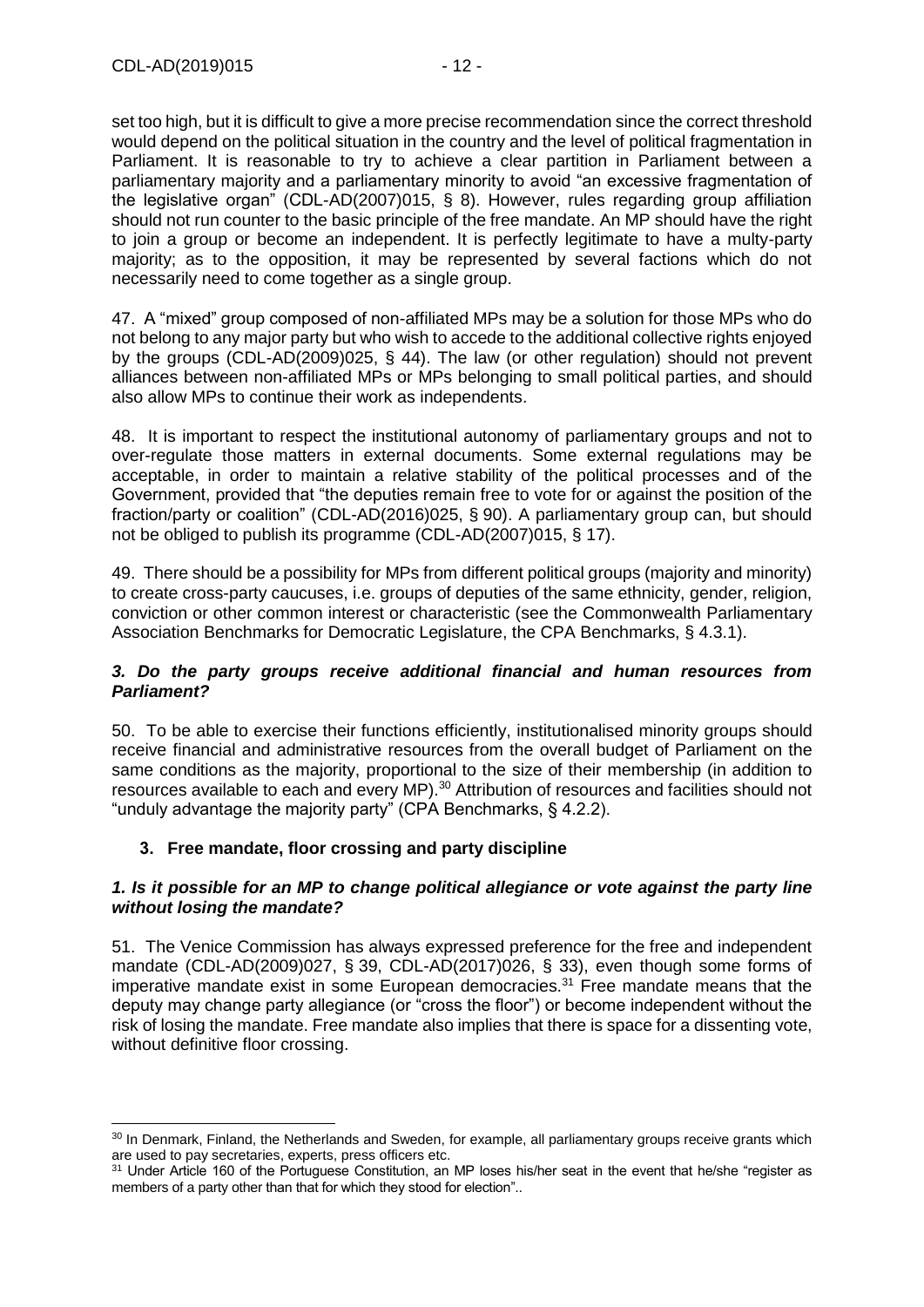set too high, but it is difficult to give a more precise recommendation since the correct threshold would depend on the political situation in the country and the level of political fragmentation in Parliament. It is reasonable to try to achieve a clear partition in Parliament between a parliamentary majority and a parliamentary minority to avoid "an excessive fragmentation of the legislative organ" (CDL-AD(2007)015, § 8). However, rules regarding group affiliation should not run counter to the basic principle of the free mandate. An MP should have the right to join a group or become an independent. It is perfectly legitimate to have a multy-party majority; as to the opposition, it may be represented by several factions which do not necessarily need to come together as a single group.

47. A "mixed" group composed of non-affiliated MPs may be a solution for those MPs who do not belong to any major party but who wish to accede to the additional collective rights enjoyed by the groups (CDL-AD(2009)025, § 44). The law (or other regulation) should not prevent alliances between non-affiliated MPs or MPs belonging to small political parties, and should also allow MPs to continue their work as independents.

48. It is important to respect the institutional autonomy of parliamentary groups and not to over-regulate those matters in external documents. Some external regulations may be acceptable, in order to maintain a relative stability of the political processes and of the Government, provided that "the deputies remain free to vote for or against the position of the fraction/party or coalition" (CDL-AD(2016)025, § 90). A parliamentary group can, but should not be obliged to publish its programme (CDL-AD(2007)015, § 17).

49. There should be a possibility for MPs from different political groups (majority and minority) to create cross-party caucuses, i.e. groups of deputies of the same ethnicity, gender, religion, conviction or other common interest or characteristic (see the Commonwealth Parliamentary Association Benchmarks for Democratic Legislature, the CPA Benchmarks, § 4.3.1).

#### *3. Do the party groups receive additional financial and human resources from Parliament?*

50. To be able to exercise their functions efficiently, institutionalised minority groups should receive financial and administrative resources from the overall budget of Parliament on the same conditions as the majority, proportional to the size of their membership (in addition to resources available to each and every MP).[30] Attribution of resources and facilities should not "unduly advantage the majority party" (CPA Benchmarks, § 4.2.2).

### 3. Free mandate, floor crossing and party discipline

#### *1. Is it possible for an MP to change political allegiance or vote against the party line without losing the mandate?*

51. The Venice Commission has always expressed preference for the free and independent mandate (CDL-AD(2009)027, § 39, CDL-AD(2017)026, § 33), even though some forms of imperative mandate exist in some European democracies.[31] Free mandate means that the deputy may change party allegiance (or "cross the floor") or become independent without the risk of losing the mandate. Free mandate also implies that there is space for a dissenting vote, without definitive floor crossing.

---

[30] In Denmark, Finland, the Netherlands and Sweden, for example, all parliamentary groups receive grants which are used to pay secretaries, experts, press officers etc.

[31] Under Article 160 of the Portuguese Constitution, an MP loses his/her seat in the event that he/she "register as members of a party other than that for which they stood for election"..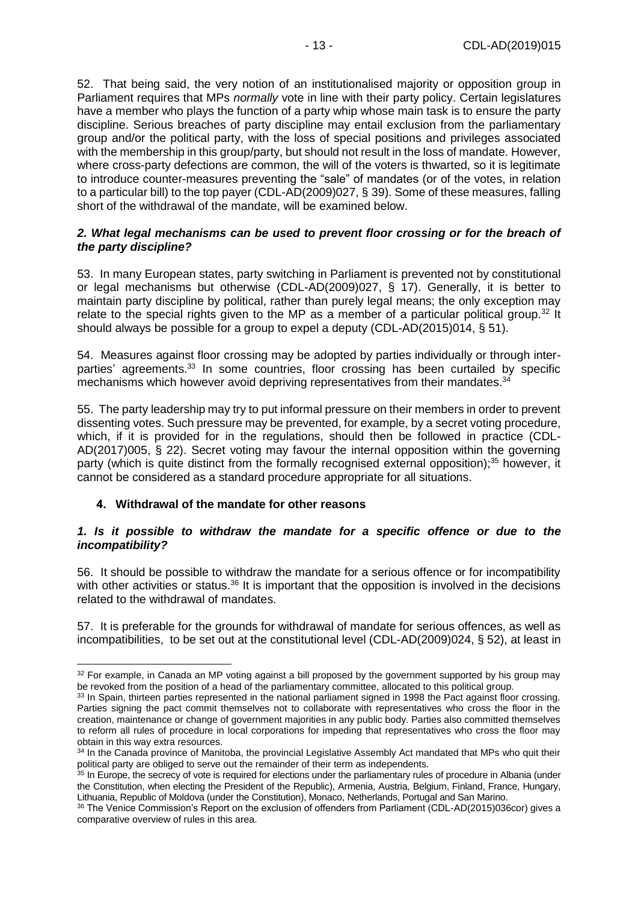52. That being said, the very notion of an institutionalised majority or opposition group in Parliament requires that MPs *normally* vote in line with their party policy. Certain legislatures have a member who plays the function of a party whip whose main task is to ensure the party discipline. Serious breaches of party discipline may entail exclusion from the parliamentary group and/or the political party, with the loss of special positions and privileges associated with the membership in this group/party, but should not result in the loss of mandate. However, where cross-party defections are common, the will of the voters is thwarted, so it is legitimate to introduce counter-measures preventing the "sale" of mandates (or of the votes, in relation to a particular bill) to the top payer (CDL-AD(2009)027, § 39). Some of these measures, falling short of the withdrawal of the mandate, will be examined below.

### *2. What legal mechanisms can be used to prevent floor crossing or for the breach of the party discipline?*

53. In many European states, party switching in Parliament is prevented not by constitutional or legal mechanisms but otherwise (CDL-AD(2009)027, § 17). Generally, it is better to maintain party discipline by political, rather than purely legal means; the only exception may relate to the special rights given to the MP as a member of a particular political group.[32] It should always be possible for a group to expel a deputy (CDL-AD(2015)014, § 51).

54. Measures against floor crossing may be adopted by parties individually or through inter-parties' agreements.[33] In some countries, floor crossing has been curtailed by specific mechanisms which however avoid depriving representatives from their mandates.[34]

55. The party leadership may try to put informal pressure on their members in order to prevent dissenting votes. Such pressure may be prevented, for example, by a secret voting procedure, which, if it is provided for in the regulations, should then be followed in practice (CDL-AD(2017)005, § 22). Secret voting may favour the internal opposition within the governing party (which is quite distinct from the formally recognised external opposition);[35] however, it cannot be considered as a standard procedure appropriate for all situations.

## 4. Withdrawal of the mandate for other reasons

### *1. Is it possible to withdraw the mandate for a specific offence or due to the incompatibility?*

56. It should be possible to withdraw the mandate for a serious offence or for incompatibility with other activities or status.[36] It is important that the opposition is involved in the decisions related to the withdrawal of mandates.

57. It is preferable for the grounds for withdrawal of mandate for serious offences, as well as incompatibilities, to be set out at the constitutional level (CDL-AD(2009)024, § 52), at least in

---

[32] For example, in Canada an MP voting against a bill proposed by the government supported by his group may be revoked from the position of a head of the parliamentary committee, allocated to this political group.

[33] In Spain, thirteen parties represented in the national parliament signed in 1998 the Pact against floor crossing. Parties signing the pact commit themselves not to collaborate with representatives who cross the floor in the creation, maintenance or change of government majorities in any public body. Parties also committed themselves to reform all rules of procedure in local corporations for impeding that representatives who cross the floor may obtain in this way extra resources.

[34] In the Canada province of Manitoba, the provincial Legislative Assembly Act mandated that MPs who quit their political party are obliged to serve out the remainder of their term as independents.

[35] In Europe, the secrecy of vote is required for elections under the parliamentary rules of procedure in Albania (under the Constitution, when electing the President of the Republic), Armenia, Austria, Belgium, Finland, France, Hungary, Lithuania, Republic of Moldova (under the Constitution), Monaco, Netherlands, Portugal and San Marino.

[36] The Venice Commission's Report on the exclusion of offenders from Parliament (CDL-AD(2015)036cor) gives a comparative overview of rules in this area.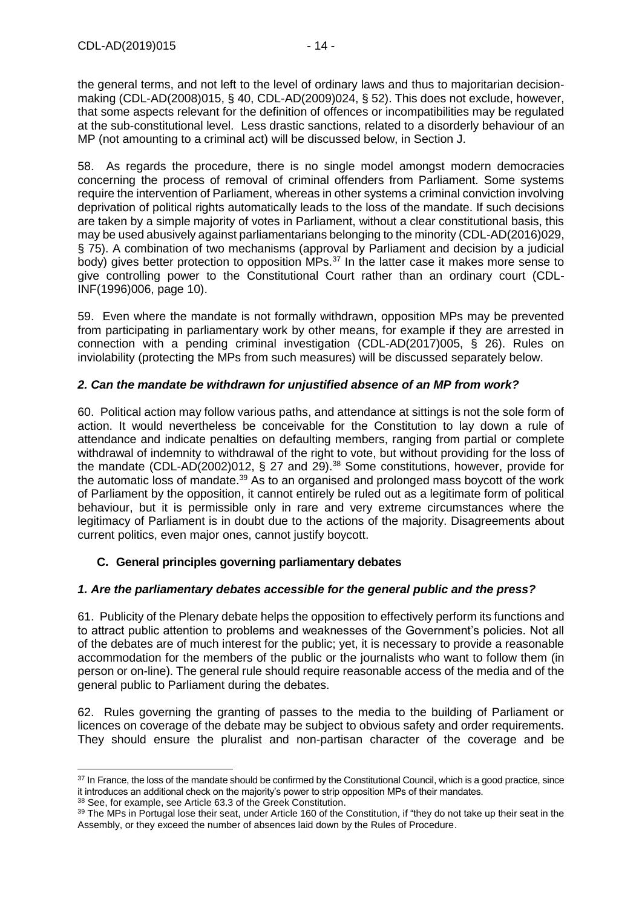the general terms, and not left to the level of ordinary laws and thus to majoritarian decision-making (CDL-AD(2008)015, § 40, CDL-AD(2009)024, § 52). This does not exclude, however, that some aspects relevant for the definition of offences or incompatibilities may be regulated at the sub-constitutional level. Less drastic sanctions, related to a disorderly behaviour of an MP (not amounting to a criminal act) will be discussed below, in Section J.

58. As regards the procedure, there is no single model amongst modern democracies concerning the process of removal of criminal offenders from Parliament. Some systems require the intervention of Parliament, whereas in other systems a criminal conviction involving deprivation of political rights automatically leads to the loss of the mandate. If such decisions are taken by a simple majority of votes in Parliament, without a clear constitutional basis, this may be used abusively against parliamentarians belonging to the minority (CDL-AD(2016)029, § 75). A combination of two mechanisms (approval by Parliament and decision by a judicial body) gives better protection to opposition MPs.[37] In the latter case it makes more sense to give controlling power to the Constitutional Court rather than an ordinary court (CDL-INF(1996)006, page 10).

59. Even where the mandate is not formally withdrawn, opposition MPs may be prevented from participating in parliamentary work by other means, for example if they are arrested in connection with a pending criminal investigation (CDL-AD(2017)005, § 26). Rules on inviolability (protecting the MPs from such measures) will be discussed separately below.

### *2. Can the mandate be withdrawn for unjustified absence of an MP from work?*

60. Political action may follow various paths, and attendance at sittings is not the sole form of action. It would nevertheless be conceivable for the Constitution to lay down a rule of attendance and indicate penalties on defaulting members, ranging from partial or complete withdrawal of indemnity to withdrawal of the right to vote, but without providing for the loss of the mandate (CDL-AD(2002)012, § 27 and 29).[38] Some constitutions, however, provide for the automatic loss of mandate.[39] As to an organised and prolonged mass boycott of the work of Parliament by the opposition, it cannot entirely be ruled out as a legitimate form of political behaviour, but it is permissible only in rare and very extreme circumstances where the legitimacy of Parliament is in doubt due to the actions of the majority. Disagreements about current politics, even major ones, cannot justify boycott.

## C. General principles governing parliamentary debates

### *1. Are the parliamentary debates accessible for the general public and the press?*

61. Publicity of the Plenary debate helps the opposition to effectively perform its functions and to attract public attention to problems and weaknesses of the Government's policies. Not all of the debates are of much interest for the public; yet, it is necessary to provide a reasonable accommodation for the members of the public or the journalists who want to follow them (in person or on-line). The general rule should require reasonable access of the media and of the general public to Parliament during the debates.

62. Rules governing the granting of passes to the media to the building of Parliament or licences on coverage of the debate may be subject to obvious safety and order requirements. They should ensure the pluralist and non-partisan character of the coverage and be

---

[37] In France, the loss of the mandate should be confirmed by the Constitutional Council, which is a good practice, since it introduces an additional check on the majority's power to strip opposition MPs of their mandates.

[38] See, for example, see Article 63.3 of the Greek Constitution.

[39] The MPs in Portugal lose their seat, under Article 160 of the Constitution, if "they do not take up their seat in the Assembly, or they exceed the number of absences laid down by the Rules of Procedure.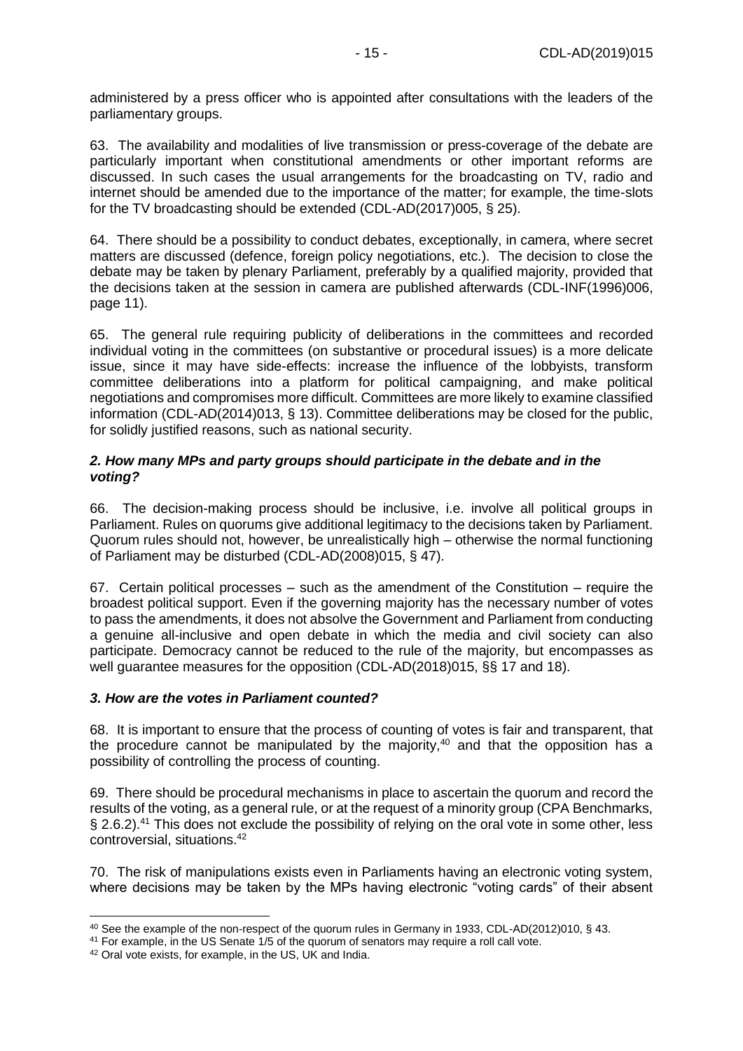administered by a press officer who is appointed after consultations with the leaders of the parliamentary groups.

63. The availability and modalities of live transmission or press-coverage of the debate are particularly important when constitutional amendments or other important reforms are discussed. In such cases the usual arrangements for the broadcasting on TV, radio and internet should be amended due to the importance of the matter; for example, the time-slots for the TV broadcasting should be extended (CDL-AD(2017)005, § 25).

64. There should be a possibility to conduct debates, exceptionally, in camera, where secret matters are discussed (defence, foreign policy negotiations, etc.). The decision to close the debate may be taken by plenary Parliament, preferably by a qualified majority, provided that the decisions taken at the session in camera are published afterwards (CDL-INF(1996)006, page 11).

65. The general rule requiring publicity of deliberations in the committees and recorded individual voting in the committees (on substantive or procedural issues) is a more delicate issue, since it may have side-effects: increase the influence of the lobbyists, transform committee deliberations into a platform for political campaigning, and make political negotiations and compromises more difficult. Committees are more likely to examine classified information (CDL-AD(2014)013, § 13). Committee deliberations may be closed for the public, for solidly justified reasons, such as national security.

### *2. How many MPs and party groups should participate in the debate and in the voting?*

66. The decision-making process should be inclusive, i.e. involve all political groups in Parliament. Rules on quorums give additional legitimacy to the decisions taken by Parliament. Quorum rules should not, however, be unrealistically high – otherwise the normal functioning of Parliament may be disturbed (CDL-AD(2008)015, § 47).

67. Certain political processes – such as the amendment of the Constitution – require the broadest political support. Even if the governing majority has the necessary number of votes to pass the amendments, it does not absolve the Government and Parliament from conducting a genuine all-inclusive and open debate in which the media and civil society can also participate. Democracy cannot be reduced to the rule of the majority, but encompasses as well guarantee measures for the opposition (CDL-AD(2018)015, §§ 17 and 18).

### *3. How are the votes in Parliament counted?*

68. It is important to ensure that the process of counting of votes is fair and transparent, that the procedure cannot be manipulated by the majority,[40] and that the opposition has a possibility of controlling the process of counting.

69. There should be procedural mechanisms in place to ascertain the quorum and record the results of the voting, as a general rule, or at the request of a minority group (CPA Benchmarks, § 2.6.2).[41] This does not exclude the possibility of relying on the oral vote in some other, less controversial, situations.[42]

70. The risk of manipulations exists even in Parliaments having an electronic voting system, where decisions may be taken by the MPs having electronic "voting cards" of their absent

---

[40] See the example of the non-respect of the quorum rules in Germany in 1933, CDL-AD(2012)010, § 43.

[41] For example, in the US Senate 1/5 of the quorum of senators may require a roll call vote.

[42] Oral vote exists, for example, in the US, UK and India.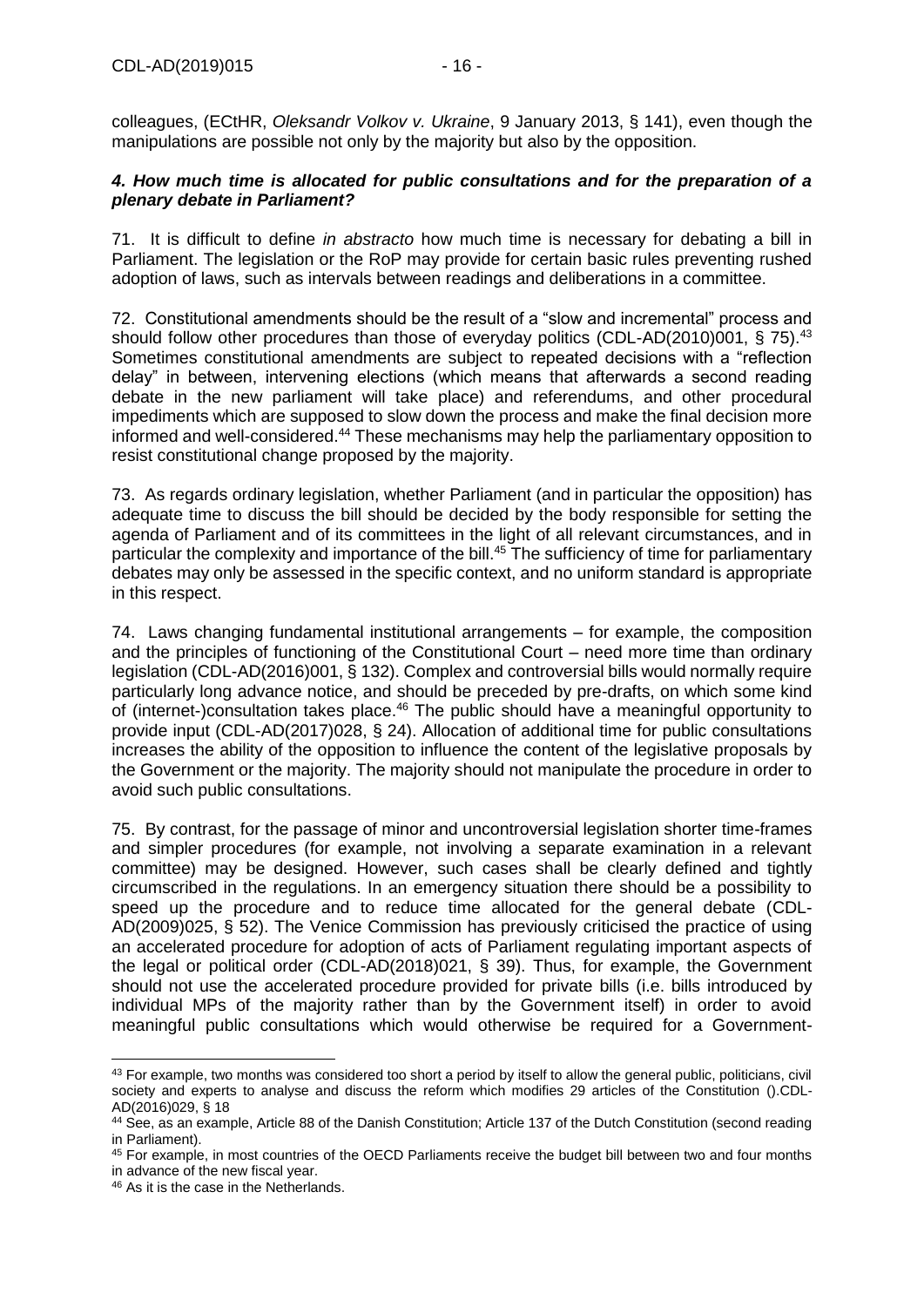colleagues, (ECtHR, *Oleksandr Volkov v. Ukraine*, 9 January 2013, § 141), even though the manipulations are possible not only by the majority but also by the opposition.

### *4. How much time is allocated for public consultations and for the preparation of a plenary debate in Parliament?*

71. It is difficult to define *in abstracto* how much time is necessary for debating a bill in Parliament. The legislation or the RoP may provide for certain basic rules preventing rushed adoption of laws, such as intervals between readings and deliberations in a committee.

72. Constitutional amendments should be the result of a "slow and incremental" process and should follow other procedures than those of everyday politics (CDL-AD(2010)001, § 75).[43] Sometimes constitutional amendments are subject to repeated decisions with a "reflection delay" in between, intervening elections (which means that afterwards a second reading debate in the new parliament will take place) and referendums, and other procedural impediments which are supposed to slow down the process and make the final decision more informed and well-considered.[44] These mechanisms may help the parliamentary opposition to resist constitutional change proposed by the majority.

73. As regards ordinary legislation, whether Parliament (and in particular the opposition) has adequate time to discuss the bill should be decided by the body responsible for setting the agenda of Parliament and of its committees in the light of all relevant circumstances, and in particular the complexity and importance of the bill.[45] The sufficiency of time for parliamentary debates may only be assessed in the specific context, and no uniform standard is appropriate in this respect.

74. Laws changing fundamental institutional arrangements – for example, the composition and the principles of functioning of the Constitutional Court – need more time than ordinary legislation (CDL-AD(2016)001, § 132). Complex and controversial bills would normally require particularly long advance notice, and should be preceded by pre-drafts, on which some kind of (internet-)consultation takes place.[46] The public should have a meaningful opportunity to provide input (CDL-AD(2017)028, § 24). Allocation of additional time for public consultations increases the ability of the opposition to influence the content of the legislative proposals by the Government or the majority. The majority should not manipulate the procedure in order to avoid such public consultations.

75. By contrast, for the passage of minor and uncontroversial legislation shorter time-frames and simpler procedures (for example, not involving a separate examination in a relevant committee) may be designed. However, such cases shall be clearly defined and tightly circumscribed in the regulations. In an emergency situation there should be a possibility to speed up the procedure and to reduce time allocated for the general debate (CDL-AD(2009)025, § 52). The Venice Commission has previously criticised the practice of using an accelerated procedure for adoption of acts of Parliament regulating important aspects of the legal or political order (CDL-AD(2018)021, § 39). Thus, for example, the Government should not use the accelerated procedure provided for private bills (i.e. bills introduced by individual MPs of the majority rather than by the Government itself) in order to avoid meaningful public consultations which would otherwise be required for a Government-

---

[43] For example, two months was considered too short a period by itself to allow the general public, politicians, civil society and experts to analyse and discuss the reform which modifies 29 articles of the Constitution ().CDL-AD(2016)029, § 18

[44] See, as an example, Article 88 of the Danish Constitution; Article 137 of the Dutch Constitution (second reading in Parliament).

[45] For example, in most countries of the OECD Parliaments receive the budget bill between two and four months in advance of the new fiscal year.

[46] As it is the case in the Netherlands.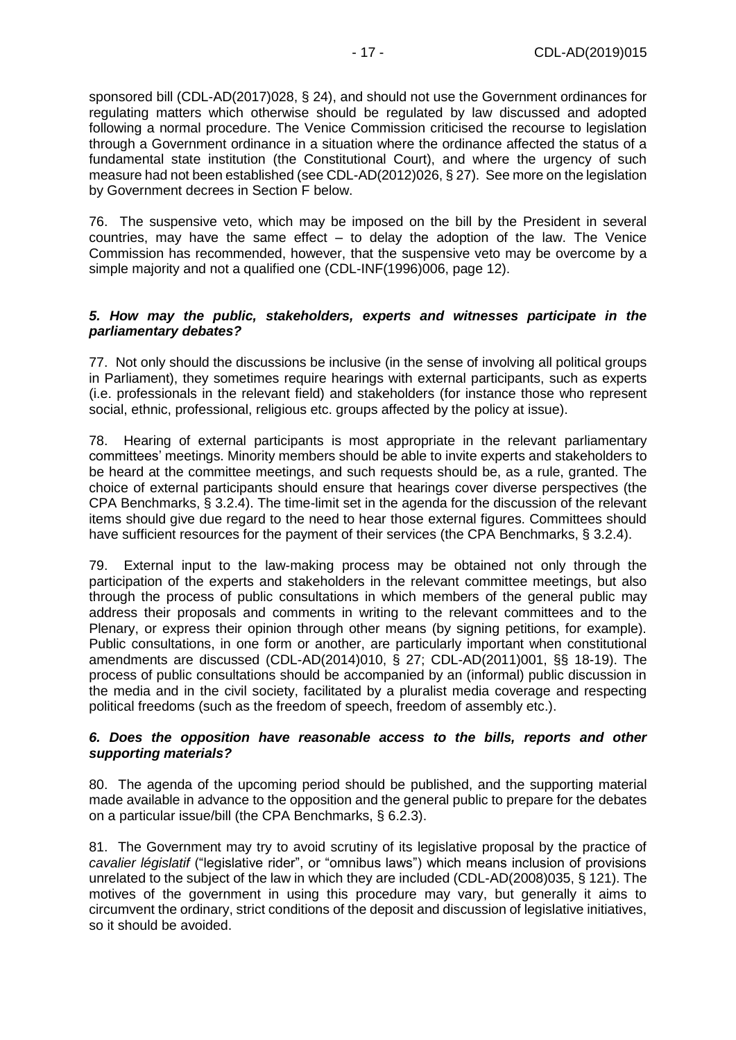sponsored bill (CDL-AD(2017)028, § 24), and should not use the Government ordinances for regulating matters which otherwise should be regulated by law discussed and adopted following a normal procedure. The Venice Commission criticised the recourse to legislation through a Government ordinance in a situation where the ordinance affected the status of a fundamental state institution (the Constitutional Court), and where the urgency of such measure had not been established (see CDL-AD(2012)026, § 27). See more on the legislation by Government decrees in Section F below.

76. The suspensive veto, which may be imposed on the bill by the President in several countries, may have the same effect – to delay the adoption of the law. The Venice Commission has recommended, however, that the suspensive veto may be overcome by a simple majority and not a qualified one (CDL-INF(1996)006, page 12).

### *5. How may the public, stakeholders, experts and witnesses participate in the parliamentary debates?*

77. Not only should the discussions be inclusive (in the sense of involving all political groups in Parliament), they sometimes require hearings with external participants, such as experts (i.e. professionals in the relevant field) and stakeholders (for instance those who represent social, ethnic, professional, religious etc. groups affected by the policy at issue).

78. Hearing of external participants is most appropriate in the relevant parliamentary committees' meetings. Minority members should be able to invite experts and stakeholders to be heard at the committee meetings, and such requests should be, as a rule, granted. The choice of external participants should ensure that hearings cover diverse perspectives (the CPA Benchmarks, § 3.2.4). The time-limit set in the agenda for the discussion of the relevant items should give due regard to the need to hear those external figures. Committees should have sufficient resources for the payment of their services (the CPA Benchmarks, § 3.2.4).

79. External input to the law-making process may be obtained not only through the participation of the experts and stakeholders in the relevant committee meetings, but also through the process of public consultations in which members of the general public may address their proposals and comments in writing to the relevant committees and to the Plenary, or express their opinion through other means (by signing petitions, for example). Public consultations, in one form or another, are particularly important when constitutional amendments are discussed (CDL-AD(2014)010, § 27; CDL-AD(2011)001, §§ 18-19). The process of public consultations should be accompanied by an (informal) public discussion in the media and in the civil society, facilitated by a pluralist media coverage and respecting political freedoms (such as the freedom of speech, freedom of assembly etc.).

### *6. Does the opposition have reasonable access to the bills, reports and other supporting materials?*

80. The agenda of the upcoming period should be published, and the supporting material made available in advance to the opposition and the general public to prepare for the debates on a particular issue/bill (the CPA Benchmarks, § 6.2.3).

81. The Government may try to avoid scrutiny of its legislative proposal by the practice of *cavalier législatif* ("legislative rider", or "omnibus laws") which means inclusion of provisions unrelated to the subject of the law in which they are included (CDL-AD(2008)035, § 121). The motives of the government in using this procedure may vary, but generally it aims to circumvent the ordinary, strict conditions of the deposit and discussion of legislative initiatives, so it should be avoided.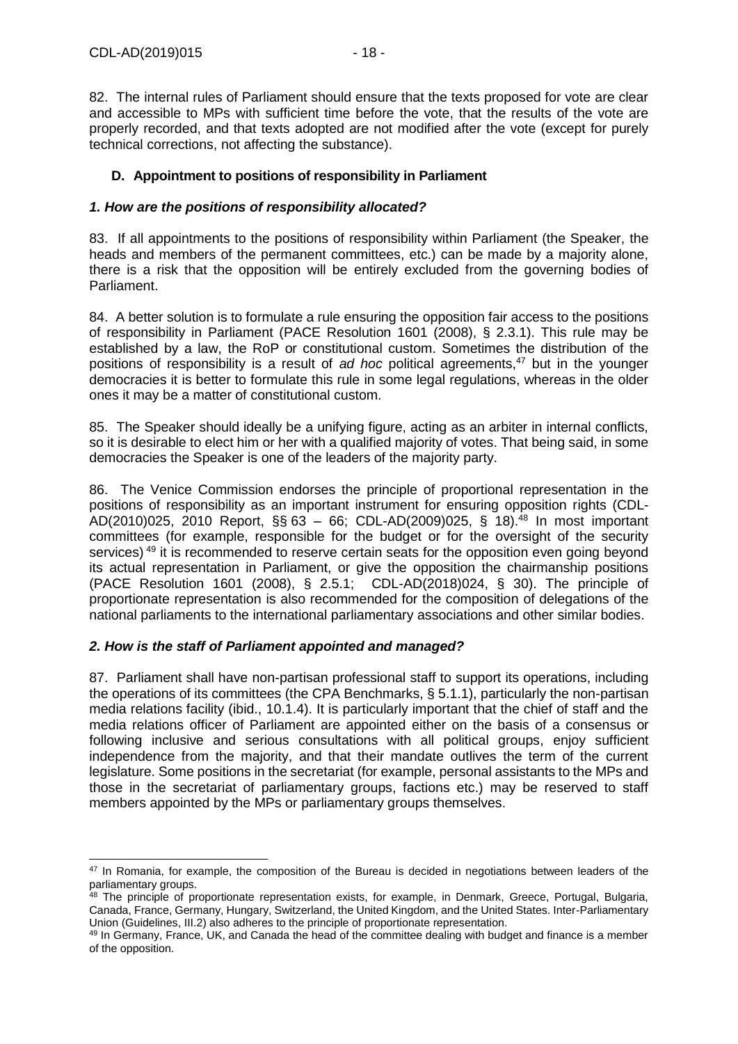82. The internal rules of Parliament should ensure that the texts proposed for vote are clear and accessible to MPs with sufficient time before the vote, that the results of the vote are properly recorded, and that texts adopted are not modified after the vote (except for purely technical corrections, not affecting the substance).

### D. Appointment to positions of responsibility in Parliament

#### *1. How are the positions of responsibility allocated?*

83. If all appointments to the positions of responsibility within Parliament (the Speaker, the heads and members of the permanent committees, etc.) can be made by a majority alone, there is a risk that the opposition will be entirely excluded from the governing bodies of Parliament.

84. A better solution is to formulate a rule ensuring the opposition fair access to the positions of responsibility in Parliament (PACE Resolution 1601 (2008), § 2.3.1). This rule may be established by a law, the RoP or constitutional custom. Sometimes the distribution of the positions of responsibility is a result of *ad hoc* political agreements,[47] but in the younger democracies it is better to formulate this rule in some legal regulations, whereas in the older ones it may be a matter of constitutional custom.

85. The Speaker should ideally be a unifying figure, acting as an arbiter in internal conflicts, so it is desirable to elect him or her with a qualified majority of votes. That being said, in some democracies the Speaker is one of the leaders of the majority party.

86. The Venice Commission endorses the principle of proportional representation in the positions of responsibility as an important instrument for ensuring opposition rights (CDL-AD(2010)025, 2010 Report, §§ 63 – 66; CDL-AD(2009)025, § 18).[48] In most important committees (for example, responsible for the budget or for the oversight of the security services)[49] it is recommended to reserve certain seats for the opposition even going beyond its actual representation in Parliament, or give the opposition the chairmanship positions (PACE Resolution 1601 (2008), § 2.5.1; CDL-AD(2018)024, § 30). The principle of proportionate representation is also recommended for the composition of delegations of the national parliaments to the international parliamentary associations and other similar bodies.

#### *2. How is the staff of Parliament appointed and managed?*

87. Parliament shall have non-partisan professional staff to support its operations, including the operations of its committees (the CPA Benchmarks, § 5.1.1), particularly the non-partisan media relations facility (ibid., 10.1.4). It is particularly important that the chief of staff and the media relations officer of Parliament are appointed either on the basis of a consensus or following inclusive and serious consultations with all political groups, enjoy sufficient independence from the majority, and that their mandate outlives the term of the current legislature. Some positions in the secretariat (for example, personal assistants to the MPs and those in the secretariat of parliamentary groups, factions etc.) may be reserved to staff members appointed by the MPs or parliamentary groups themselves.

---

[47] In Romania, for example, the composition of the Bureau is decided in negotiations between leaders of the parliamentary groups.

[48] The principle of proportionate representation exists, for example, in Denmark, Greece, Portugal, Bulgaria, Canada, France, Germany, Hungary, Switzerland, the United Kingdom, and the United States. Inter-Parliamentary Union (Guidelines, III.2) also adheres to the principle of proportionate representation.

[49] In Germany, France, UK, and Canada the head of the committee dealing with budget and finance is a member of the opposition.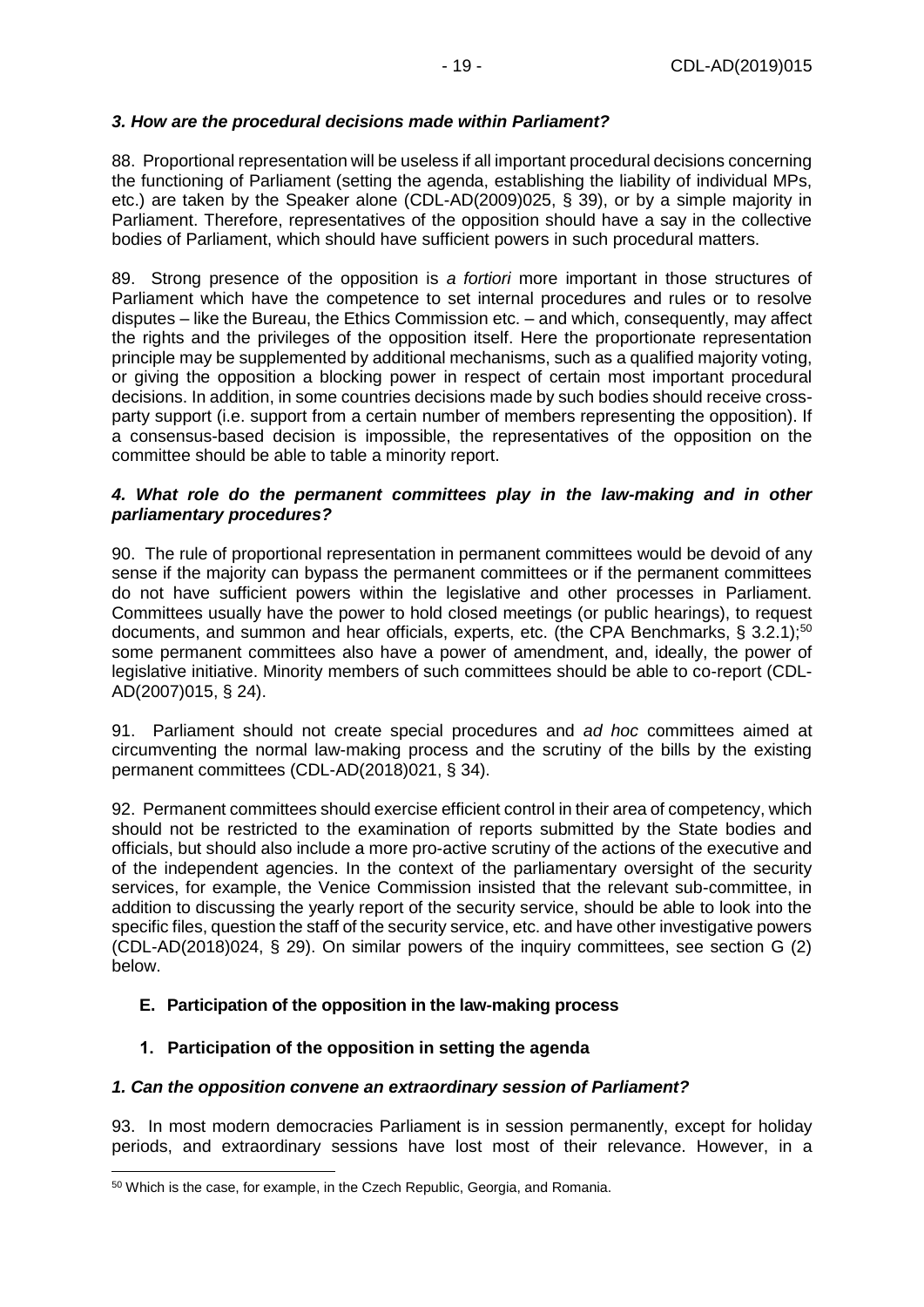### *3. How are the procedural decisions made within Parliament?*

88. Proportional representation will be useless if all important procedural decisions concerning the functioning of Parliament (setting the agenda, establishing the liability of individual MPs, etc.) are taken by the Speaker alone (CDL-AD(2009)025, § 39), or by a simple majority in Parliament. Therefore, representatives of the opposition should have a say in the collective bodies of Parliament, which should have sufficient powers in such procedural matters.

89. Strong presence of the opposition is *a fortiori* more important in those structures of Parliament which have the competence to set internal procedures and rules or to resolve disputes – like the Bureau, the Ethics Commission etc. – and which, consequently, may affect the rights and the privileges of the opposition itself. Here the proportionate representation principle may be supplemented by additional mechanisms, such as a qualified majority voting, or giving the opposition a blocking power in respect of certain most important procedural decisions. In addition, in some countries decisions made by such bodies should receive cross-party support (i.e. support from a certain number of members representing the opposition). If a consensus-based decision is impossible, the representatives of the opposition on the committee should be able to table a minority report.

### *4. What role do the permanent committees play in the law-making and in other parliamentary procedures?*

90. The rule of proportional representation in permanent committees would be devoid of any sense if the majority can bypass the permanent committees or if the permanent committees do not have sufficient powers within the legislative and other processes in Parliament. Committees usually have the power to hold closed meetings (or public hearings), to request documents, and summon and hear officials, experts, etc. (the CPA Benchmarks, § 3.2.1);[50] some permanent committees also have a power of amendment, and, ideally, the power of legislative initiative. Minority members of such committees should be able to co-report (CDL-AD(2007)015, § 24).

91. Parliament should not create special procedures and *ad hoc* committees aimed at circumventing the normal law-making process and the scrutiny of the bills by the existing permanent committees (CDL-AD(2018)021, § 34).

92. Permanent committees should exercise efficient control in their area of competency, which should not be restricted to the examination of reports submitted by the State bodies and officials, but should also include a more pro-active scrutiny of the actions of the executive and of the independent agencies. In the context of the parliamentary oversight of the security services, for example, the Venice Commission insisted that the relevant sub-committee, in addition to discussing the yearly report of the security service, should be able to look into the specific files, question the staff of the security service, etc. and have other investigative powers (CDL-AD(2018)024, § 29). On similar powers of the inquiry committees, see section G (2) below.

## E. Participation of the opposition in the law-making process

### 1. Participation of the opposition in setting the agenda

### *1. Can the opposition convene an extraordinary session of Parliament?*

93. In most modern democracies Parliament is in session permanently, except for holiday periods, and extraordinary sessions have lost most of their relevance. However, in a

---

[50] Which is the case, for example, in the Czech Republic, Georgia, and Romania.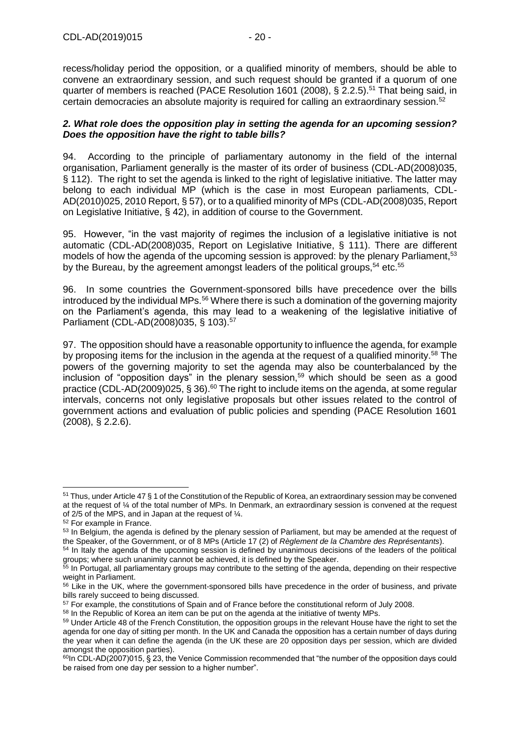recess/holiday period the opposition, or a qualified minority of members, should be able to convene an extraordinary session, and such request should be granted if a quorum of one quarter of members is reached (PACE Resolution 1601 (2008), § 2.2.5).[51] That being said, in certain democracies an absolute majority is required for calling an extraordinary session.[52]

### *2. What role does the opposition play in setting the agenda for an upcoming session? Does the opposition have the right to table bills?*

94. According to the principle of parliamentary autonomy in the field of the internal organisation, Parliament generally is the master of its order of business (CDL-AD(2008)035, § 112). The right to set the agenda is linked to the right of legislative initiative. The latter may belong to each individual MP (which is the case in most European parliaments, CDL-AD(2010)025, 2010 Report, § 57), or to a qualified minority of MPs (CDL-AD(2008)035, Report on Legislative Initiative, § 42), in addition of course to the Government.

95. However, "in the vast majority of regimes the inclusion of a legislative initiative is not automatic (CDL-AD(2008)035, Report on Legislative Initiative, § 111). There are different models of how the agenda of the upcoming session is approved: by the plenary Parliament,[53] by the Bureau, by the agreement amongst leaders of the political groups,[54] etc.[55]

96. In some countries the Government-sponsored bills have precedence over the bills introduced by the individual MPs.[56] Where there is such a domination of the governing majority on the Parliament's agenda, this may lead to a weakening of the legislative initiative of Parliament (CDL-AD(2008)035, § 103).[57]

97. The opposition should have a reasonable opportunity to influence the agenda, for example by proposing items for the inclusion in the agenda at the request of a qualified minority.[58] The powers of the governing majority to set the agenda may also be counterbalanced by the inclusion of "opposition days" in the plenary session,[59] which should be seen as a good practice (CDL-AD(2009)025, § 36).[60] The right to include items on the agenda, at some regular intervals, concerns not only legislative proposals but other issues related to the control of government actions and evaluation of public policies and spending (PACE Resolution 1601 (2008), § 2.2.6).

---

[51] Thus, under Article 47 § 1 of the Constitution of the Republic of Korea, an extraordinary session may be convened at the request of ¼ of the total number of MPs. In Denmark, an extraordinary session is convened at the request of 2/5 of the MPS, and in Japan at the request of ¼.

[52] For example in France.

[53] In Belgium, the agenda is defined by the plenary session of Parliament, but may be amended at the request of the Speaker, of the Government, or of 8 MPs (Article 17 (2) of *Règlement de la Chambre des Représentants*).

[54] In Italy the agenda of the upcoming session is defined by unanimous decisions of the leaders of the political groups; where such unanimity cannot be achieved, it is defined by the Speaker.

[55] In Portugal, all parliamentary groups may contribute to the setting of the agenda, depending on their respective weight in Parliament.

[56] Like in the UK, where the government-sponsored bills have precedence in the order of business, and private bills rarely succeed to being discussed.

[57] For example, the constitutions of Spain and of France before the constitutional reform of July 2008.

[58] In the Republic of Korea an item can be put on the agenda at the initiative of twenty MPs.

[59] Under Article 48 of the French Constitution, the opposition groups in the relevant House have the right to set the agenda for one day of sitting per month. In the UK and Canada the opposition has a certain number of days during the year when it can define the agenda (in the UK these are 20 opposition days per session, which are divided amongst the opposition parties).

[60] In CDL-AD(2007)015, § 23, the Venice Commission recommended that "the number of the opposition days could be raised from one day per session to a higher number".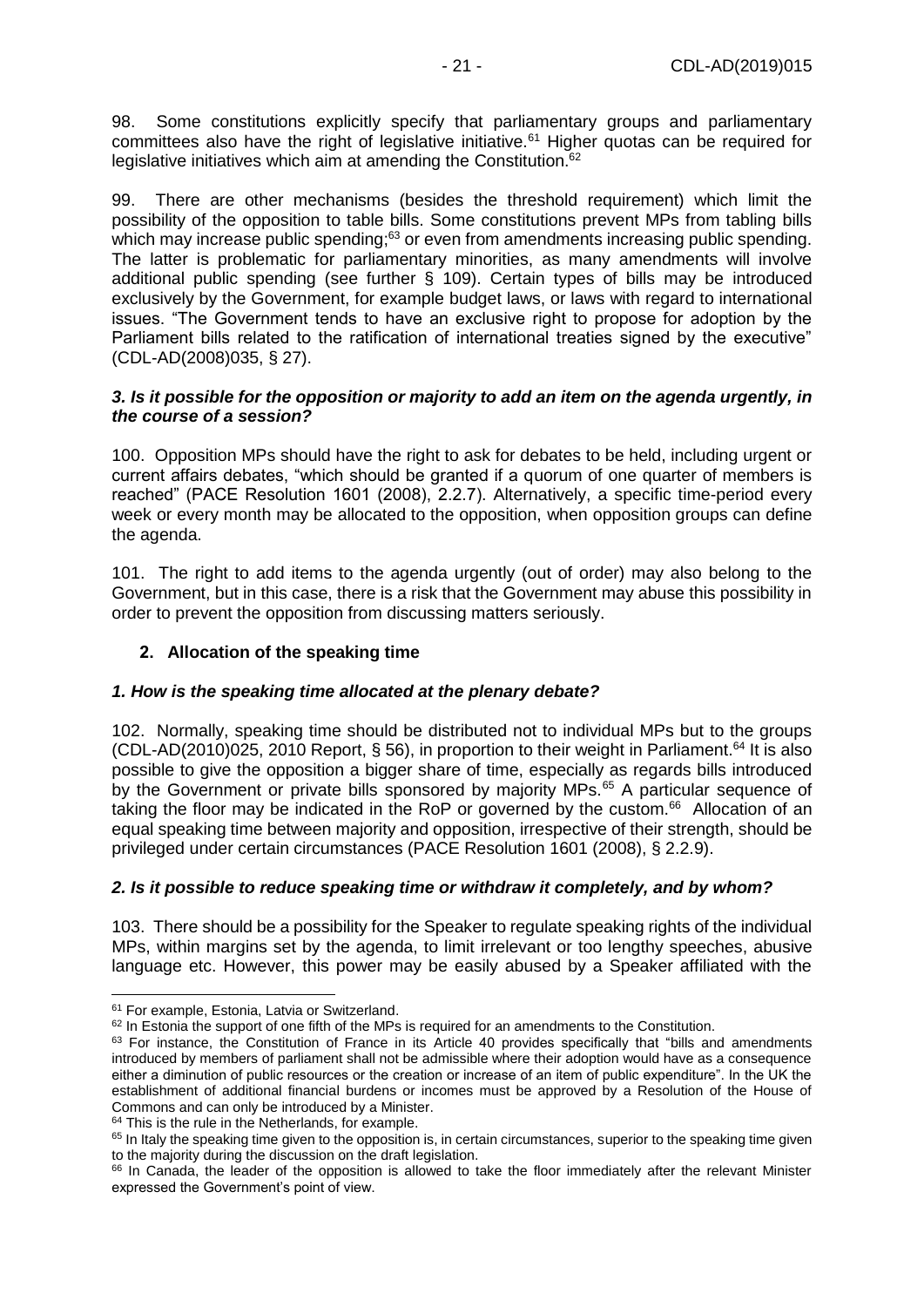98. Some constitutions explicitly specify that parliamentary groups and parliamentary committees also have the right of legislative initiative.[61] Higher quotas can be required for legislative initiatives which aim at amending the Constitution.[62]

99. There are other mechanisms (besides the threshold requirement) which limit the possibility of the opposition to table bills. Some constitutions prevent MPs from tabling bills which may increase public spending;[63] or even from amendments increasing public spending. The latter is problematic for parliamentary minorities, as many amendments will involve additional public spending (see further § 109). Certain types of bills may be introduced exclusively by the Government, for example budget laws, or laws with regard to international issues. "The Government tends to have an exclusive right to propose for adoption by the Parliament bills related to the ratification of international treaties signed by the executive" (CDL-AD(2008)035, § 27).

### *3. Is it possible for the opposition or majority to add an item on the agenda urgently, in the course of a session?*

100. Opposition MPs should have the right to ask for debates to be held, including urgent or current affairs debates, "which should be granted if a quorum of one quarter of members is reached" (PACE Resolution 1601 (2008), 2.2.7). Alternatively, a specific time-period every week or every month may be allocated to the opposition, when opposition groups can define the agenda.

101. The right to add items to the agenda urgently (out of order) may also belong to the Government, but in this case, there is a risk that the Government may abuse this possibility in order to prevent the opposition from discussing matters seriously.

## 2. Allocation of the speaking time

### *1. How is the speaking time allocated at the plenary debate?*

102. Normally, speaking time should be distributed not to individual MPs but to the groups (CDL-AD(2010)025, 2010 Report, § 56), in proportion to their weight in Parliament.[64] It is also possible to give the opposition a bigger share of time, especially as regards bills introduced by the Government or private bills sponsored by majority MPs.[65] A particular sequence of taking the floor may be indicated in the RoP or governed by the custom.[66] Allocation of an equal speaking time between majority and opposition, irrespective of their strength, should be privileged under certain circumstances (PACE Resolution 1601 (2008), § 2.2.9).

### *2. Is it possible to reduce speaking time or withdraw it completely, and by whom?*

103. There should be a possibility for the Speaker to regulate speaking rights of the individual MPs, within margins set by the agenda, to limit irrelevant or too lengthy speeches, abusive language etc. However, this power may be easily abused by a Speaker affiliated with the

---

[61] For example, Estonia, Latvia or Switzerland.

[62] In Estonia the support of one fifth of the MPs is required for an amendments to the Constitution.

[63] For instance, the Constitution of France in its Article 40 provides specifically that "bills and amendments introduced by members of parliament shall not be admissible where their adoption would have as a consequence either a diminution of public resources or the creation or increase of an item of public expenditure". In the UK the establishment of additional financial burdens or incomes must be approved by a Resolution of the House of Commons and can only be introduced by a Minister.

[64] This is the rule in the Netherlands, for example.

[65] In Italy the speaking time given to the opposition is, in certain circumstances, superior to the speaking time given to the majority during the discussion on the draft legislation.

[66] In Canada, the leader of the opposition is allowed to take the floor immediately after the relevant Minister expressed the Government's point of view.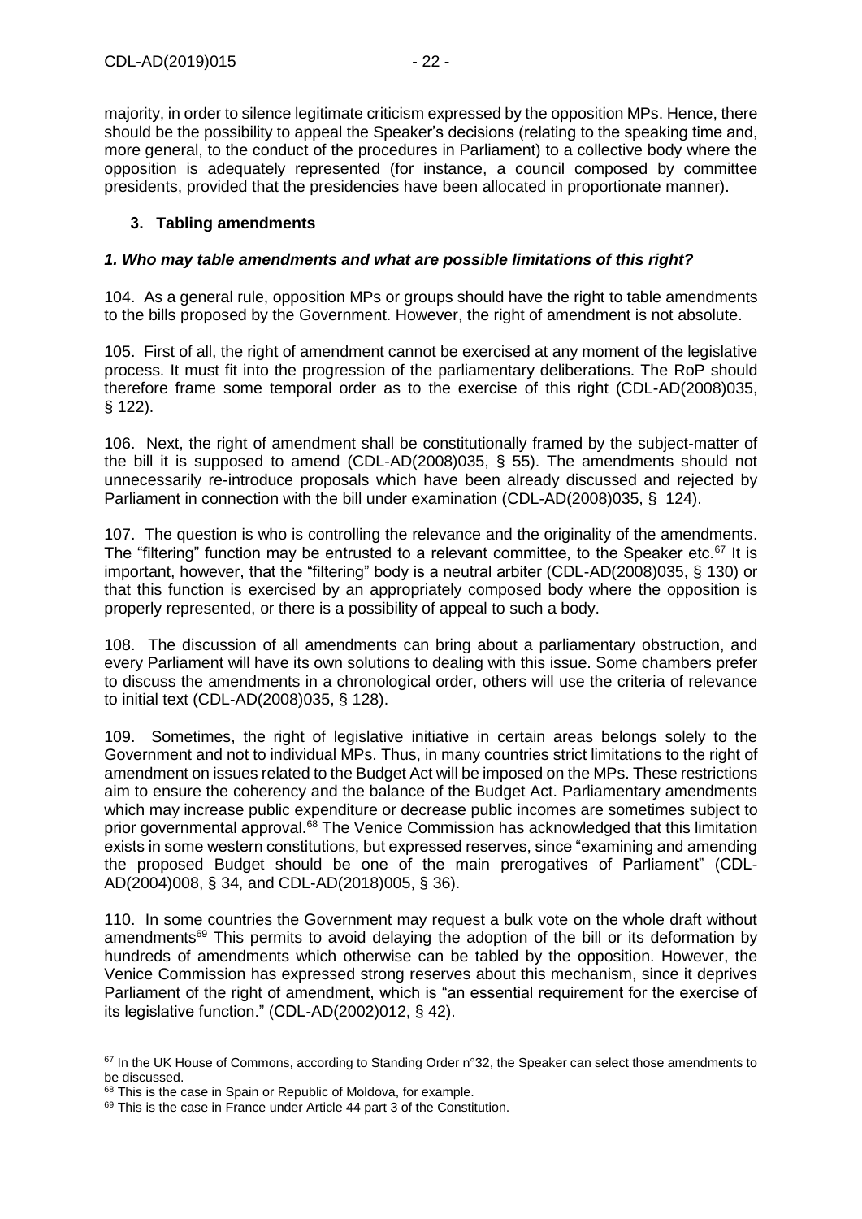majority, in order to silence legitimate criticism expressed by the opposition MPs. Hence, there should be the possibility to appeal the Speaker's decisions (relating to the speaking time and, more general, to the conduct of the procedures in Parliament) to a collective body where the opposition is adequately represented (for instance, a council composed by committee presidents, provided that the presidencies have been allocated in proportionate manner).

### 3. Tabling amendments

#### *1. Who may table amendments and what are possible limitations of this right?*

104. As a general rule, opposition MPs or groups should have the right to table amendments to the bills proposed by the Government. However, the right of amendment is not absolute.

105. First of all, the right of amendment cannot be exercised at any moment of the legislative process. It must fit into the progression of the parliamentary deliberations. The RoP should therefore frame some temporal order as to the exercise of this right (CDL-AD(2008)035, § 122).

106. Next, the right of amendment shall be constitutionally framed by the subject-matter of the bill it is supposed to amend (CDL-AD(2008)035, § 55). The amendments should not unnecessarily re-introduce proposals which have been already discussed and rejected by Parliament in connection with the bill under examination (CDL-AD(2008)035, § 124).

107. The question is who is controlling the relevance and the originality of the amendments. The "filtering" function may be entrusted to a relevant committee, to the Speaker etc.[67] It is important, however, that the "filtering" body is a neutral arbiter (CDL-AD(2008)035, § 130) or that this function is exercised by an appropriately composed body where the opposition is properly represented, or there is a possibility of appeal to such a body.

108. The discussion of all amendments can bring about a parliamentary obstruction, and every Parliament will have its own solutions to dealing with this issue. Some chambers prefer to discuss the amendments in a chronological order, others will use the criteria of relevance to initial text (CDL-AD(2008)035, § 128).

109. Sometimes, the right of legislative initiative in certain areas belongs solely to the Government and not to individual MPs. Thus, in many countries strict limitations to the right of amendment on issues related to the Budget Act will be imposed on the MPs. These restrictions aim to ensure the coherency and the balance of the Budget Act. Parliamentary amendments which may increase public expenditure or decrease public incomes are sometimes subject to prior governmental approval.[68] The Venice Commission has acknowledged that this limitation exists in some western constitutions, but expressed reserves, since "examining and amending the proposed Budget should be one of the main prerogatives of Parliament" (CDL-AD(2004)008, § 34, and CDL-AD(2018)005, § 36).

110. In some countries the Government may request a bulk vote on the whole draft without amendments[69] This permits to avoid delaying the adoption of the bill or its deformation by hundreds of amendments which otherwise can be tabled by the opposition. However, the Venice Commission has expressed strong reserves about this mechanism, since it deprives Parliament of the right of amendment, which is "an essential requirement for the exercise of its legislative function." (CDL-AD(2002)012, § 42).

---

[67] In the UK House of Commons, according to Standing Order n°32, the Speaker can select those amendments to be discussed.

[68] This is the case in Spain or Republic of Moldova, for example.

[69] This is the case in France under Article 44 part 3 of the Constitution.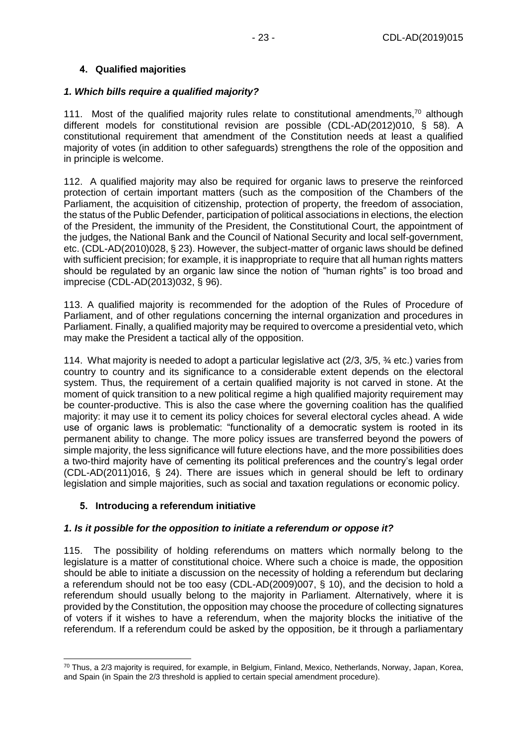## 4. Qualified majorities

### *1. Which bills require a qualified majority?*

111. Most of the qualified majority rules relate to constitutional amendments,[70] although different models for constitutional revision are possible (CDL-AD(2012)010, § 58). A constitutional requirement that amendment of the Constitution needs at least a qualified majority of votes (in addition to other safeguards) strengthens the role of the opposition and in principle is welcome.

112. A qualified majority may also be required for organic laws to preserve the reinforced protection of certain important matters (such as the composition of the Chambers of the Parliament, the acquisition of citizenship, protection of property, the freedom of association, the status of the Public Defender, participation of political associations in elections, the election of the President, the immunity of the President, the Constitutional Court, the appointment of the judges, the National Bank and the Council of National Security and local self-government, etc. (CDL-AD(2010)028, § 23). However, the subject-matter of organic laws should be defined with sufficient precision; for example, it is inappropriate to require that all human rights matters should be regulated by an organic law since the notion of "human rights" is too broad and imprecise (CDL-AD(2013)032, § 96).

113. A qualified majority is recommended for the adoption of the Rules of Procedure of Parliament, and of other regulations concerning the internal organization and procedures in Parliament. Finally, a qualified majority may be required to overcome a presidential veto, which may make the President a tactical ally of the opposition.

114. What majority is needed to adopt a particular legislative act (2/3, 3/5, ¾ etc.) varies from country to country and its significance to a considerable extent depends on the electoral system. Thus, the requirement of a certain qualified majority is not carved in stone. At the moment of quick transition to a new political regime a high qualified majority requirement may be counter-productive. This is also the case where the governing coalition has the qualified majority: it may use it to cement its policy choices for several electoral cycles ahead. A wide use of organic laws is problematic: "functionality of a democratic system is rooted in its permanent ability to change. The more policy issues are transferred beyond the powers of simple majority, the less significance will future elections have, and the more possibilities does a two-third majority have of cementing its political preferences and the country's legal order (CDL-AD(2011)016, § 24). There are issues which in general should be left to ordinary legislation and simple majorities, such as social and taxation regulations or economic policy.

## 5. Introducing a referendum initiative

### *1. Is it possible for the opposition to initiate a referendum or oppose it?*

115. The possibility of holding referendums on matters which normally belong to the legislature is a matter of constitutional choice. Where such a choice is made, the opposition should be able to initiate a discussion on the necessity of holding a referendum but declaring a referendum should not be too easy (CDL-AD(2009)007, § 10), and the decision to hold a referendum should usually belong to the majority in Parliament. Alternatively, where it is provided by the Constitution, the opposition may choose the procedure of collecting signatures of voters if it wishes to have a referendum, when the majority blocks the initiative of the referendum. If a referendum could be asked by the opposition, be it through a parliamentary

---

[70] Thus, a 2/3 majority is required, for example, in Belgium, Finland, Mexico, Netherlands, Norway, Japan, Korea, and Spain (in Spain the 2/3 threshold is applied to certain special amendment procedure).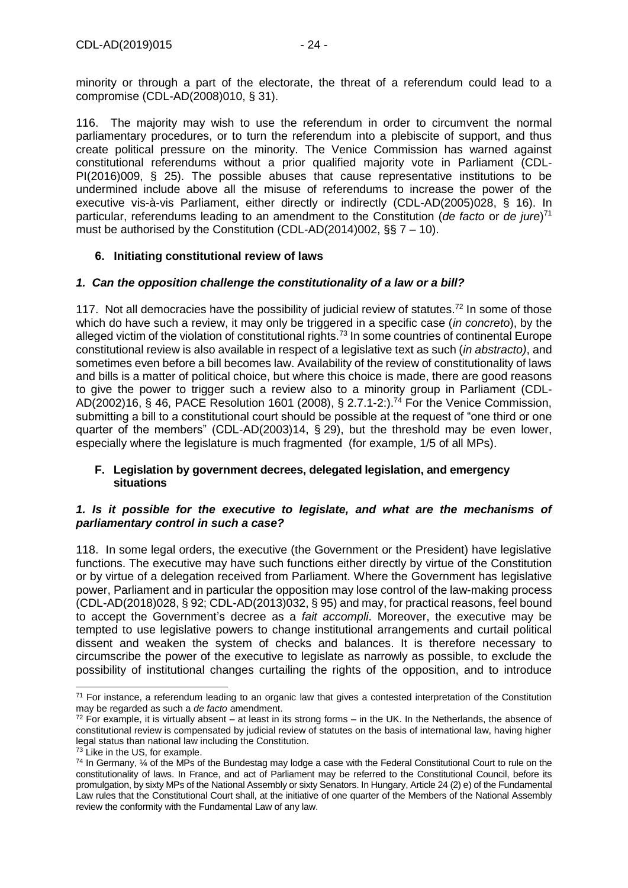minority or through a part of the electorate, the threat of a referendum could lead to a compromise (CDL-AD(2008)010, § 31).

116. The majority may wish to use the referendum in order to circumvent the normal parliamentary procedures, or to turn the referendum into a plebiscite of support, and thus create political pressure on the minority. The Venice Commission has warned against constitutional referendums without a prior qualified majority vote in Parliament (CDL-PI(2016)009, § 25). The possible abuses that cause representative institutions to be undermined include above all the misuse of referendums to increase the power of the executive vis-à-vis Parliament, either directly or indirectly (CDL-AD(2005)028, § 16). In particular, referendums leading to an amendment to the Constitution (*de facto* or *de jure*)[71] must be authorised by the Constitution (CDL-AD(2014)002, §§ 7 – 10).

### 6. Initiating constitutional review of laws

#### *1. Can the opposition challenge the constitutionality of a law or a bill?*

117. Not all democracies have the possibility of judicial review of statutes.[72] In some of those which do have such a review, it may only be triggered in a specific case (*in concreto*), by the alleged victim of the violation of constitutional rights.[73] In some countries of continental Europe constitutional review is also available in respect of a legislative text as such (*in abstracto)*, and sometimes even before a bill becomes law. Availability of the review of constitutionality of laws and bills is a matter of political choice, but where this choice is made, there are good reasons to give the power to trigger such a review also to a minority group in Parliament (CDL-AD(2002)16, § 46, PACE Resolution 1601 (2008), § 2.7.1-2:).[74] For the Venice Commission, submitting a bill to a constitutional court should be possible at the request of "one third or one quarter of the members" (CDL-AD(2003)14, § 29), but the threshold may be even lower, especially where the legislature is much fragmented (for example, 1/5 of all MPs).

### F. Legislation by government decrees, delegated legislation, and emergency situations

#### *1. Is it possible for the executive to legislate, and what are the mechanisms of parliamentary control in such a case?*

118. In some legal orders, the executive (the Government or the President) have legislative functions. The executive may have such functions either directly by virtue of the Constitution or by virtue of a delegation received from Parliament. Where the Government has legislative power, Parliament and in particular the opposition may lose control of the law-making process (CDL-AD(2018)028, § 92; CDL-AD(2013)032, § 95) and may, for practical reasons, feel bound to accept the Government's decree as a *fait accompli*. Moreover, the executive may be tempted to use legislative powers to change institutional arrangements and curtail political dissent and weaken the system of checks and balances. It is therefore necessary to circumscribe the power of the executive to legislate as narrowly as possible, to exclude the possibility of institutional changes curtailing the rights of the opposition, and to introduce

---

[71] For instance, a referendum leading to an organic law that gives a contested interpretation of the Constitution may be regarded as such a *de facto* amendment.

[72] For example, it is virtually absent – at least in its strong forms – in the UK. In the Netherlands, the absence of constitutional review is compensated by judicial review of statutes on the basis of international law, having higher legal status than national law including the Constitution.

[73] Like in the US, for example.

[74] In Germany, ¼ of the MPs of the Bundestag may lodge a case with the Federal Constitutional Court to rule on the constitutionality of laws. In France, and act of Parliament may be referred to the Constitutional Council, before its promulgation, by sixty MPs of the National Assembly or sixty Senators. In Hungary, Article 24 (2) e) of the Fundamental Law rules that the Constitutional Court shall, at the initiative of one quarter of the Members of the National Assembly review the conformity with the Fundamental Law of any law.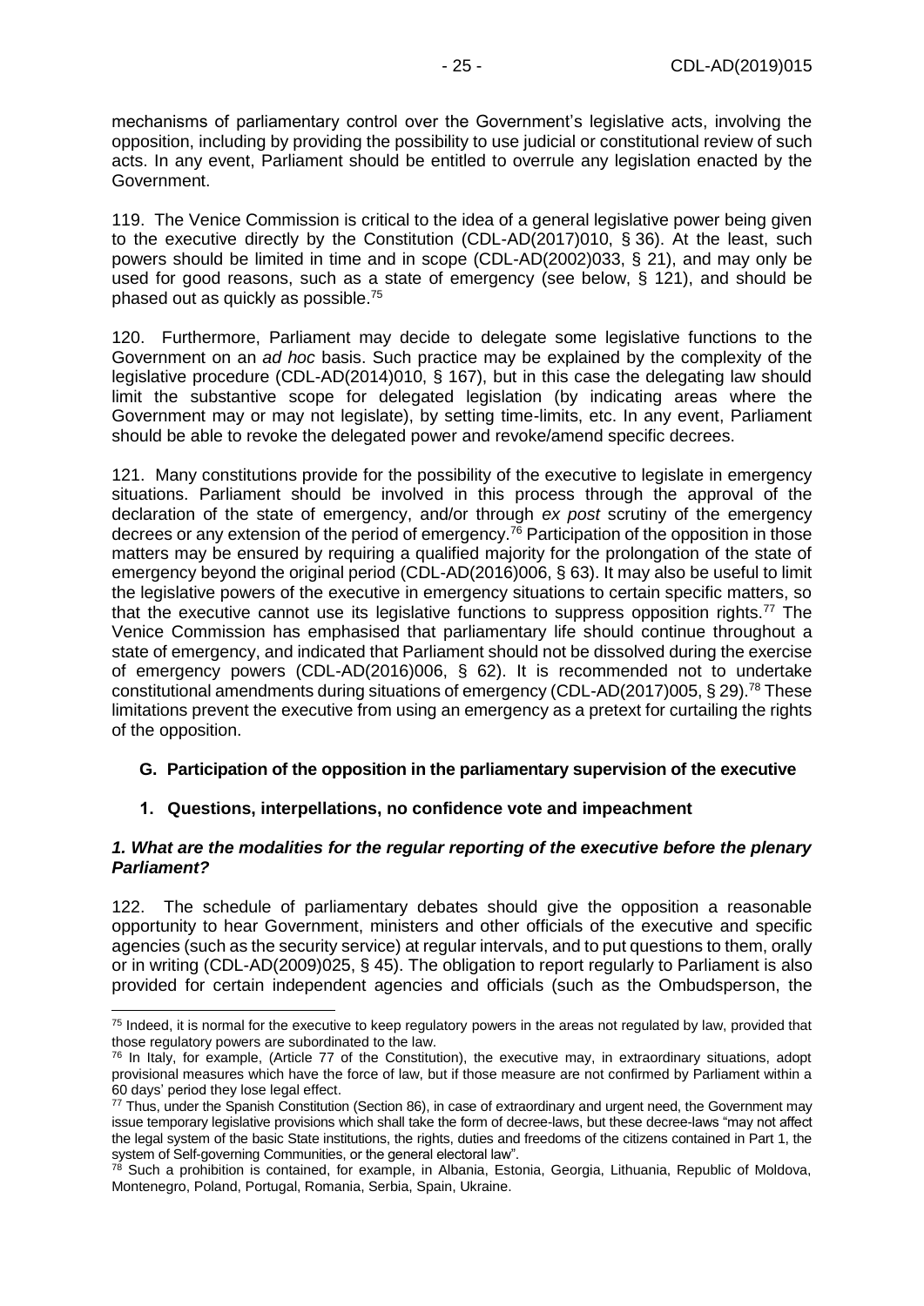mechanisms of parliamentary control over the Government's legislative acts, involving the opposition, including by providing the possibility to use judicial or constitutional review of such acts. In any event, Parliament should be entitled to overrule any legislation enacted by the Government.

119. The Venice Commission is critical to the idea of a general legislative power being given to the executive directly by the Constitution (CDL-AD(2017)010, § 36). At the least, such powers should be limited in time and in scope (CDL-AD(2002)033, § 21), and may only be used for good reasons, such as a state of emergency (see below, § 121), and should be phased out as quickly as possible.[75]

120. Furthermore, Parliament may decide to delegate some legislative functions to the Government on an *ad hoc* basis. Such practice may be explained by the complexity of the legislative procedure (CDL-AD(2014)010, § 167), but in this case the delegating law should limit the substantive scope for delegated legislation (by indicating areas where the Government may or may not legislate), by setting time-limits, etc. In any event, Parliament should be able to revoke the delegated power and revoke/amend specific decrees.

121. Many constitutions provide for the possibility of the executive to legislate in emergency situations. Parliament should be involved in this process through the approval of the declaration of the state of emergency, and/or through *ex post* scrutiny of the emergency decrees or any extension of the period of emergency.[76] Participation of the opposition in those matters may be ensured by requiring a qualified majority for the prolongation of the state of emergency beyond the original period (CDL-AD(2016)006, § 63). It may also be useful to limit the legislative powers of the executive in emergency situations to certain specific matters, so that the executive cannot use its legislative functions to suppress opposition rights.[77] The Venice Commission has emphasised that parliamentary life should continue throughout a state of emergency, and indicated that Parliament should not be dissolved during the exercise of emergency powers (CDL-AD(2016)006, § 62). It is recommended not to undertake constitutional amendments during situations of emergency (CDL-AD(2017)005, § 29).[78] These limitations prevent the executive from using an emergency as a pretext for curtailing the rights of the opposition.

## G. Participation of the opposition in the parliamentary supervision of the executive

### 1. Questions, interpellations, no confidence vote and impeachment

#### *1. What are the modalities for the regular reporting of the executive before the plenary Parliament?*

122. The schedule of parliamentary debates should give the opposition a reasonable opportunity to hear Government, ministers and other officials of the executive and specific agencies (such as the security service) at regular intervals, and to put questions to them, orally or in writing (CDL-AD(2009)025, § 45). The obligation to report regularly to Parliament is also provided for certain independent agencies and officials (such as the Ombudsperson, the

---

[75] Indeed, it is normal for the executive to keep regulatory powers in the areas not regulated by law, provided that those regulatory powers are subordinated to the law.

[76] In Italy, for example, (Article 77 of the Constitution), the executive may, in extraordinary situations, adopt provisional measures which have the force of law, but if those measure are not confirmed by Parliament within a 60 days' period they lose legal effect.

[77] Thus, under the Spanish Constitution (Section 86), in case of extraordinary and urgent need, the Government may issue temporary legislative provisions which shall take the form of decree-laws, but these decree-laws "may not affect the legal system of the basic State institutions, the rights, duties and freedoms of the citizens contained in Part 1, the system of Self-governing Communities, or the general electoral law".

[78] Such a prohibition is contained, for example, in Albania, Estonia, Georgia, Lithuania, Republic of Moldova, Montenegro, Poland, Portugal, Romania, Serbia, Spain, Ukraine.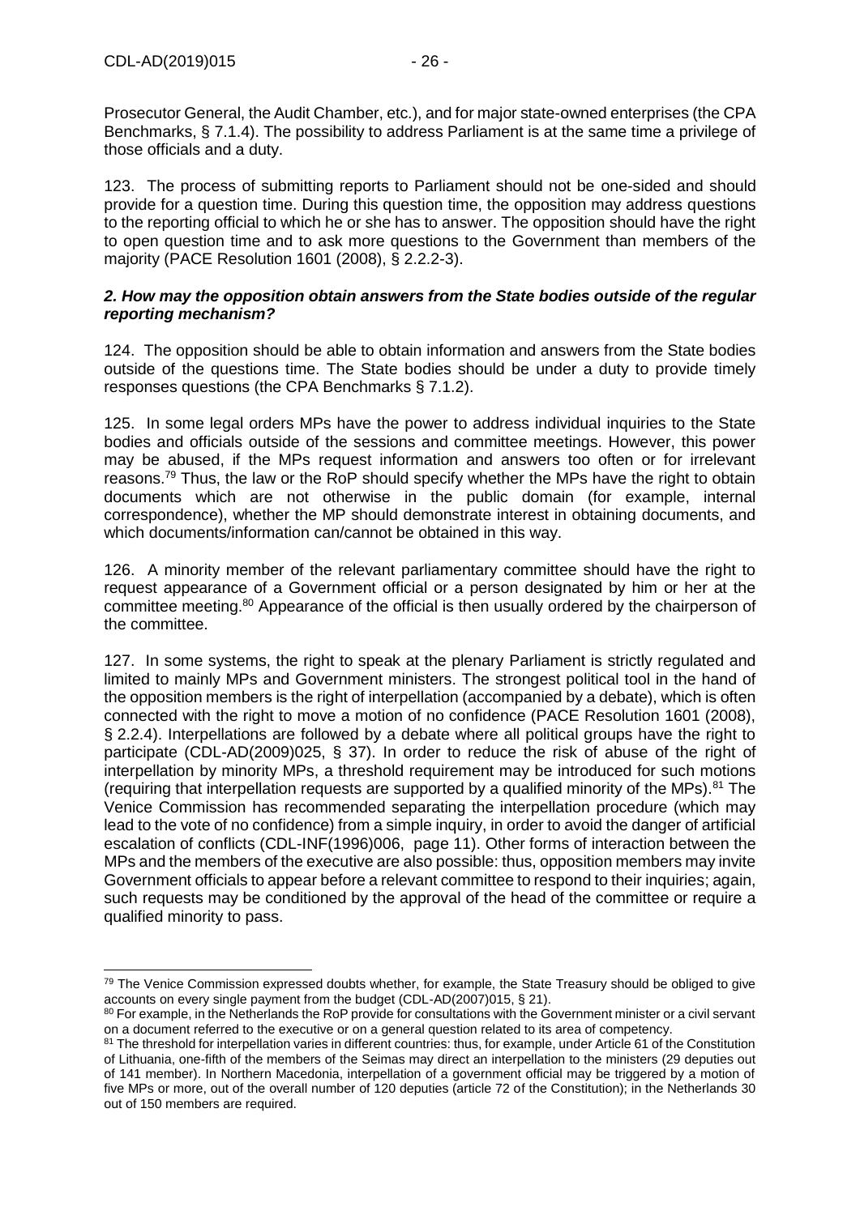Prosecutor General, the Audit Chamber, etc.), and for major state-owned enterprises (the CPA Benchmarks, § 7.1.4). The possibility to address Parliament is at the same time a privilege of those officials and a duty.

123. The process of submitting reports to Parliament should not be one-sided and should provide for a question time. During this question time, the opposition may address questions to the reporting official to which he or she has to answer. The opposition should have the right to open question time and to ask more questions to the Government than members of the majority (PACE Resolution 1601 (2008), § 2.2.2-3).

#### *2. How may the opposition obtain answers from the State bodies outside of the regular reporting mechanism?*

124. The opposition should be able to obtain information and answers from the State bodies outside of the questions time. The State bodies should be under a duty to provide timely responses questions (the CPA Benchmarks § 7.1.2).

125. In some legal orders MPs have the power to address individual inquiries to the State bodies and officials outside of the sessions and committee meetings. However, this power may be abused, if the MPs request information and answers too often or for irrelevant reasons.[79] Thus, the law or the RoP should specify whether the MPs have the right to obtain documents which are not otherwise in the public domain (for example, internal correspondence), whether the MP should demonstrate interest in obtaining documents, and which documents/information can/cannot be obtained in this way.

126. A minority member of the relevant parliamentary committee should have the right to request appearance of a Government official or a person designated by him or her at the committee meeting.[80] Appearance of the official is then usually ordered by the chairperson of the committee.

127. In some systems, the right to speak at the plenary Parliament is strictly regulated and limited to mainly MPs and Government ministers. The strongest political tool in the hand of the opposition members is the right of interpellation (accompanied by a debate), which is often connected with the right to move a motion of no confidence (PACE Resolution 1601 (2008), § 2.2.4). Interpellations are followed by a debate where all political groups have the right to participate (CDL-AD(2009)025, § 37). In order to reduce the risk of abuse of the right of interpellation by minority MPs, a threshold requirement may be introduced for such motions (requiring that interpellation requests are supported by a qualified minority of the MPs).[81] The Venice Commission has recommended separating the interpellation procedure (which may lead to the vote of no confidence) from a simple inquiry, in order to avoid the danger of artificial escalation of conflicts (CDL-INF(1996)006, page 11). Other forms of interaction between the MPs and the members of the executive are also possible: thus, opposition members may invite Government officials to appear before a relevant committee to respond to their inquiries; again, such requests may be conditioned by the approval of the head of the committee or require a qualified minority to pass.

---

[79] The Venice Commission expressed doubts whether, for example, the State Treasury should be obliged to give accounts on every single payment from the budget (CDL-AD(2007)015, § 21).

[80] For example, in the Netherlands the RoP provide for consultations with the Government minister or a civil servant on a document referred to the executive or on a general question related to its area of competency.

[81] The threshold for interpellation varies in different countries: thus, for example, under Article 61 of the Constitution of Lithuania, one-fifth of the members of the Seimas may direct an interpellation to the ministers (29 deputies out of 141 member). In Northern Macedonia, interpellation of a government official may be triggered by a motion of five MPs or more, out of the overall number of 120 deputies (article 72 of the Constitution); in the Netherlands 30 out of 150 members are required.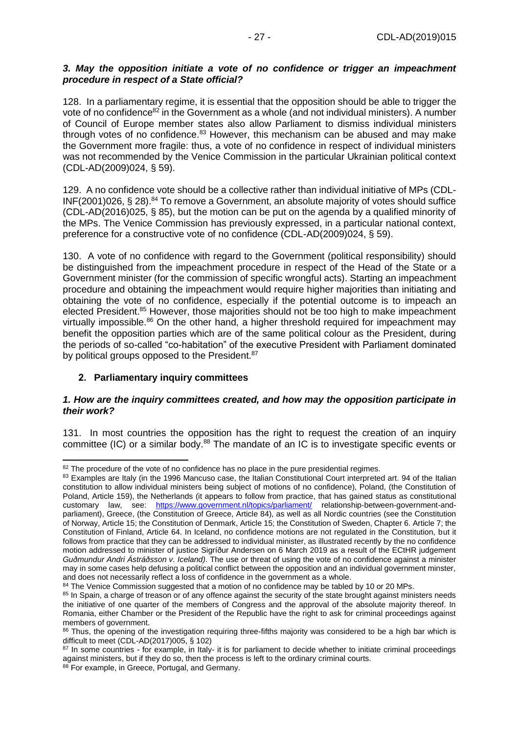### *3. May the opposition initiate a vote of no confidence or trigger an impeachment procedure in respect of a State official?*

128. In a parliamentary regime, it is essential that the opposition should be able to trigger the vote of no confidence[82] in the Government as a whole (and not individual ministers). A number of Council of Europe member states also allow Parliament to dismiss individual ministers through votes of no confidence.[83] However, this mechanism can be abused and may make the Government more fragile: thus, a vote of no confidence in respect of individual ministers was not recommended by the Venice Commission in the particular Ukrainian political context (CDL-AD(2009)024, § 59).

129. A no confidence vote should be a collective rather than individual initiative of MPs (CDL-INF(2001)026, § 28).[84] To remove a Government, an absolute majority of votes should suffice (CDL-AD(2016)025, § 85), but the motion can be put on the agenda by a qualified minority of the MPs. The Venice Commission has previously expressed, in a particular national context, preference for a constructive vote of no confidence (CDL-AD(2009)024, § 59).

130. A vote of no confidence with regard to the Government (political responsibility) should be distinguished from the impeachment procedure in respect of the Head of the State or a Government minister (for the commission of specific wrongful acts). Starting an impeachment procedure and obtaining the impeachment would require higher majorities than initiating and obtaining the vote of no confidence, especially if the potential outcome is to impeach an elected President.[85] However, those majorities should not be too high to make impeachment virtually impossible.[86] On the other hand, a higher threshold required for impeachment may benefit the opposition parties which are of the same political colour as the President, during the periods of so-called "co-habitation" of the executive President with Parliament dominated by political groups opposed to the President.[87]

## 2. Parliamentary inquiry committees

### *1. How are the inquiry committees created, and how may the opposition participate in their work?*

131. In most countries the opposition has the right to request the creation of an inquiry committee (IC) or a similar body.[88] The mandate of an IC is to investigate specific events or

---

[82] The procedure of the vote of no confidence has no place in the pure presidential regimes.

[83] Examples are Italy (in the 1996 Mancuso case, the Italian Constitutional Court interpreted art. 94 of the Italian constitution to allow individual ministers being subject of motions of no confidence), Poland, (the Constitution of Poland, Article 159), the Netherlands (it appears to follow from practice, that has gained status as constitutional customary law, see: https://www.government.nl/topics/parliament/ relationship-between-government-and-parliament), Greece, (the Constitution of Greece, Article 84), as well as all Nordic countries (see the Constitution of Norway, Article 15; the Constitution of Denmark, Article 15; the Constitution of Sweden, Chapter 6. Article 7; the Constitution of Finland, Article 64. In Iceland, no confidence motions are not regulated in the Constitution, but it follows from practice that they can be addressed to individual minister, as illustrated recently by the no confidence motion addressed to minister of justice Sigríður Andersen on 6 March 2019 as a result of the ECtHR judgement *Guðmundur Andri Ástráðsson v. Iceland)*. The use or threat of using the vote of no confidence against a minister may in some cases help defusing a political conflict between the opposition and an individual government minster, and does not necessarily reflect a loss of confidence in the government as a whole.

[84] The Venice Commission suggested that a motion of no confidence may be tabled by 10 or 20 MPs.

[85] In Spain, a charge of treason or of any offence against the security of the state brought against ministers needs the initiative of one quarter of the members of Congress and the approval of the absolute majority thereof. In Romania, either Chamber or the President of the Republic have the right to ask for criminal proceedings against members of government.

[86] Thus, the opening of the investigation requiring three-fifths majority was considered to be a high bar which is difficult to meet (CDL-AD(2017)005, § 102)

[87] In some countries - for example, in Italy- it is for parliament to decide whether to initiate criminal proceedings against ministers, but if they do so, then the process is left to the ordinary criminal courts.

[88] For example, in Greece, Portugal, and Germany.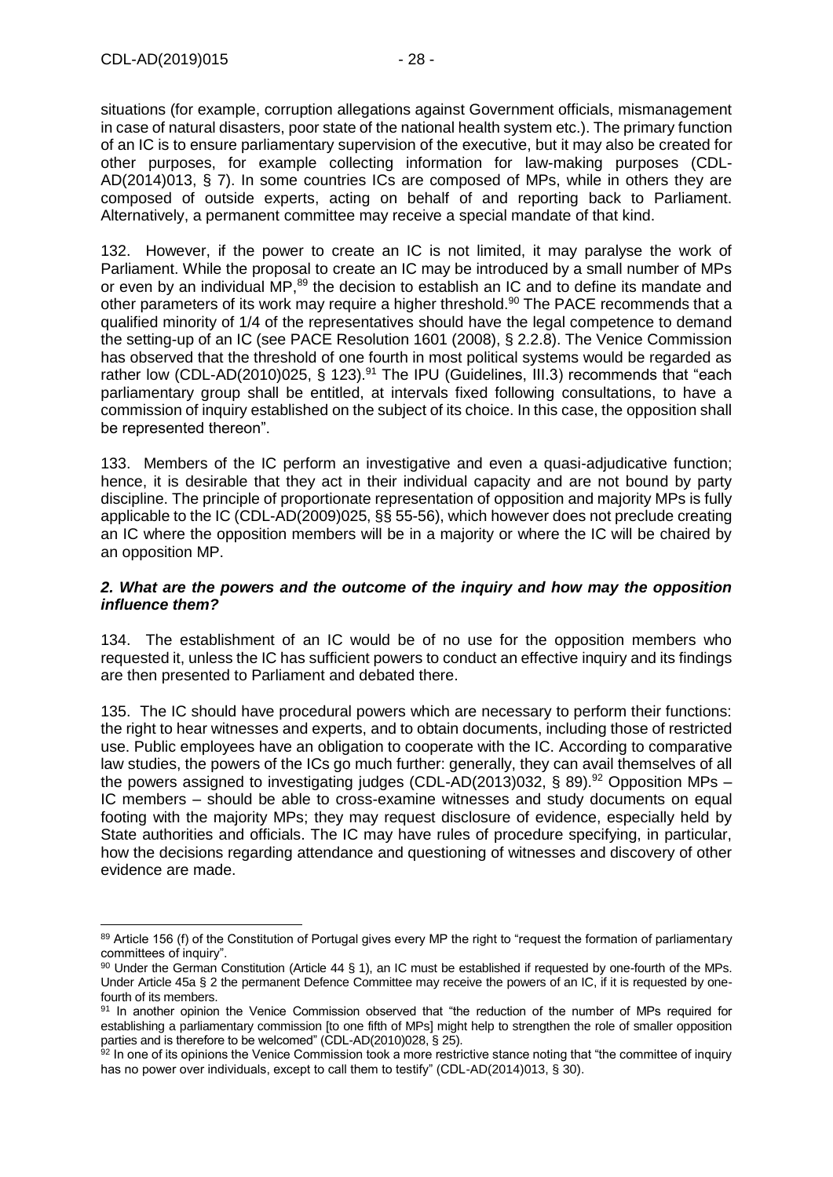situations (for example, corruption allegations against Government officials, mismanagement in case of natural disasters, poor state of the national health system etc.). The primary function of an IC is to ensure parliamentary supervision of the executive, but it may also be created for other purposes, for example collecting information for law-making purposes (CDL-AD(2014)013, § 7). In some countries ICs are composed of MPs, while in others they are composed of outside experts, acting on behalf of and reporting back to Parliament. Alternatively, a permanent committee may receive a special mandate of that kind.

132. However, if the power to create an IC is not limited, it may paralyse the work of Parliament. While the proposal to create an IC may be introduced by a small number of MPs or even by an individual MP,[89] the decision to establish an IC and to define its mandate and other parameters of its work may require a higher threshold.[90] The PACE recommends that a qualified minority of 1/4 of the representatives should have the legal competence to demand the setting-up of an IC (see PACE Resolution 1601 (2008), § 2.2.8). The Venice Commission has observed that the threshold of one fourth in most political systems would be regarded as rather low (CDL-AD(2010)025, § 123).[91] The IPU (Guidelines, III.3) recommends that "each parliamentary group shall be entitled, at intervals fixed following consultations, to have a commission of inquiry established on the subject of its choice. In this case, the opposition shall be represented thereon".

133. Members of the IC perform an investigative and even a quasi-adjudicative function; hence, it is desirable that they act in their individual capacity and are not bound by party discipline. The principle of proportionate representation of opposition and majority MPs is fully applicable to the IC (CDL-AD(2009)025, §§ 55-56), which however does not preclude creating an IC where the opposition members will be in a majority or where the IC will be chaired by an opposition MP.

### *2. What are the powers and the outcome of the inquiry and how may the opposition influence them?*

134. The establishment of an IC would be of no use for the opposition members who requested it, unless the IC has sufficient powers to conduct an effective inquiry and its findings are then presented to Parliament and debated there.

135. The IC should have procedural powers which are necessary to perform their functions: the right to hear witnesses and experts, and to obtain documents, including those of restricted use. Public employees have an obligation to cooperate with the IC. According to comparative law studies, the powers of the ICs go much further: generally, they can avail themselves of all the powers assigned to investigating judges (CDL-AD(2013)032, § 89).[92] Opposition MPs – IC members – should be able to cross-examine witnesses and study documents on equal footing with the majority MPs; they may request disclosure of evidence, especially held by State authorities and officials. The IC may have rules of procedure specifying, in particular, how the decisions regarding attendance and questioning of witnesses and discovery of other evidence are made.

---

[89] Article 156 (f) of the Constitution of Portugal gives every MP the right to "request the formation of parliamentary committees of inquiry".

[90] Under the German Constitution (Article 44 § 1), an IC must be established if requested by one-fourth of the MPs. Under Article 45a § 2 the permanent Defence Committee may receive the powers of an IC, if it is requested by one-fourth of its members.

[91] In another opinion the Venice Commission observed that "the reduction of the number of MPs required for establishing a parliamentary commission [to one fifth of MPs] might help to strengthen the role of smaller opposition parties and is therefore to be welcomed" (CDL-AD(2010)028, § 25).

[92] In one of its opinions the Venice Commission took a more restrictive stance noting that "the committee of inquiry has no power over individuals, except to call them to testify" (CDL-AD(2014)013, § 30).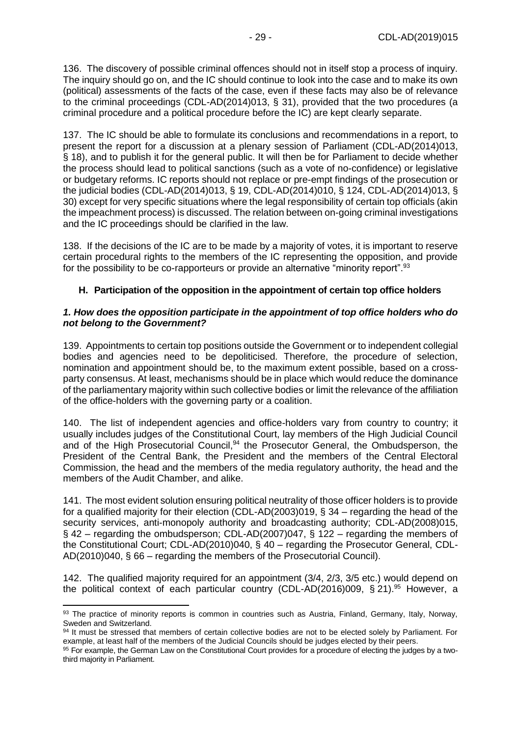136. The discovery of possible criminal offences should not in itself stop a process of inquiry. The inquiry should go on, and the IC should continue to look into the case and to make its own (political) assessments of the facts of the case, even if these facts may also be of relevance to the criminal proceedings (CDL-AD(2014)013, § 31), provided that the two procedures (a criminal procedure and a political procedure before the IC) are kept clearly separate.

137. The IC should be able to formulate its conclusions and recommendations in a report, to present the report for a discussion at a plenary session of Parliament (CDL-AD(2014)013, § 18), and to publish it for the general public. It will then be for Parliament to decide whether the process should lead to political sanctions (such as a vote of no-confidence) or legislative or budgetary reforms. IC reports should not replace or pre-empt findings of the prosecution or the judicial bodies (CDL-AD(2014)013, § 19, CDL-AD(2014)010, § 124, CDL-AD(2014)013, § 30) except for very specific situations where the legal responsibility of certain top officials (akin the impeachment process) is discussed. The relation between on-going criminal investigations and the IC proceedings should be clarified in the law.

138. If the decisions of the IC are to be made by a majority of votes, it is important to reserve certain procedural rights to the members of the IC representing the opposition, and provide for the possibility to be co-rapporteurs or provide an alternative "minority report".[93]

### H. Participation of the opposition in the appointment of certain top office holders

#### *1. How does the opposition participate in the appointment of top office holders who do not belong to the Government?*

139. Appointments to certain top positions outside the Government or to independent collegial bodies and agencies need to be depoliticised. Therefore, the procedure of selection, nomination and appointment should be, to the maximum extent possible, based on a cross-party consensus. At least, mechanisms should be in place which would reduce the dominance of the parliamentary majority within such collective bodies or limit the relevance of the affiliation of the office-holders with the governing party or a coalition.

140. The list of independent agencies and office-holders vary from country to country; it usually includes judges of the Constitutional Court, lay members of the High Judicial Council and of the High Prosecutorial Council,[94] the Prosecutor General, the Ombudsperson, the President of the Central Bank, the President and the members of the Central Electoral Commission, the head and the members of the media regulatory authority, the head and the members of the Audit Chamber, and alike.

141. The most evident solution ensuring political neutrality of those officer holders is to provide for a qualified majority for their election (CDL-AD(2003)019, § 34 – regarding the head of the security services, anti-monopoly authority and broadcasting authority; CDL-AD(2008)015, § 42 – regarding the ombudsperson; CDL-AD(2007)047, § 122 – regarding the members of the Constitutional Court; CDL-AD(2010)040, § 40 – regarding the Prosecutor General, CDL-AD(2010)040, § 66 – regarding the members of the Prosecutorial Council).

142. The qualified majority required for an appointment (3/4, 2/3, 3/5 etc.) would depend on the political context of each particular country (CDL-AD(2016)009, § 21).[95] However, a

---

[93] The practice of minority reports is common in countries such as Austria, Finland, Germany, Italy, Norway, Sweden and Switzerland.

[94] It must be stressed that members of certain collective bodies are not to be elected solely by Parliament. For example, at least half of the members of the Judicial Councils should be judges elected by their peers.

[95] For example, the German Law on the Constitutional Court provides for a procedure of electing the judges by a two-third majority in Parliament.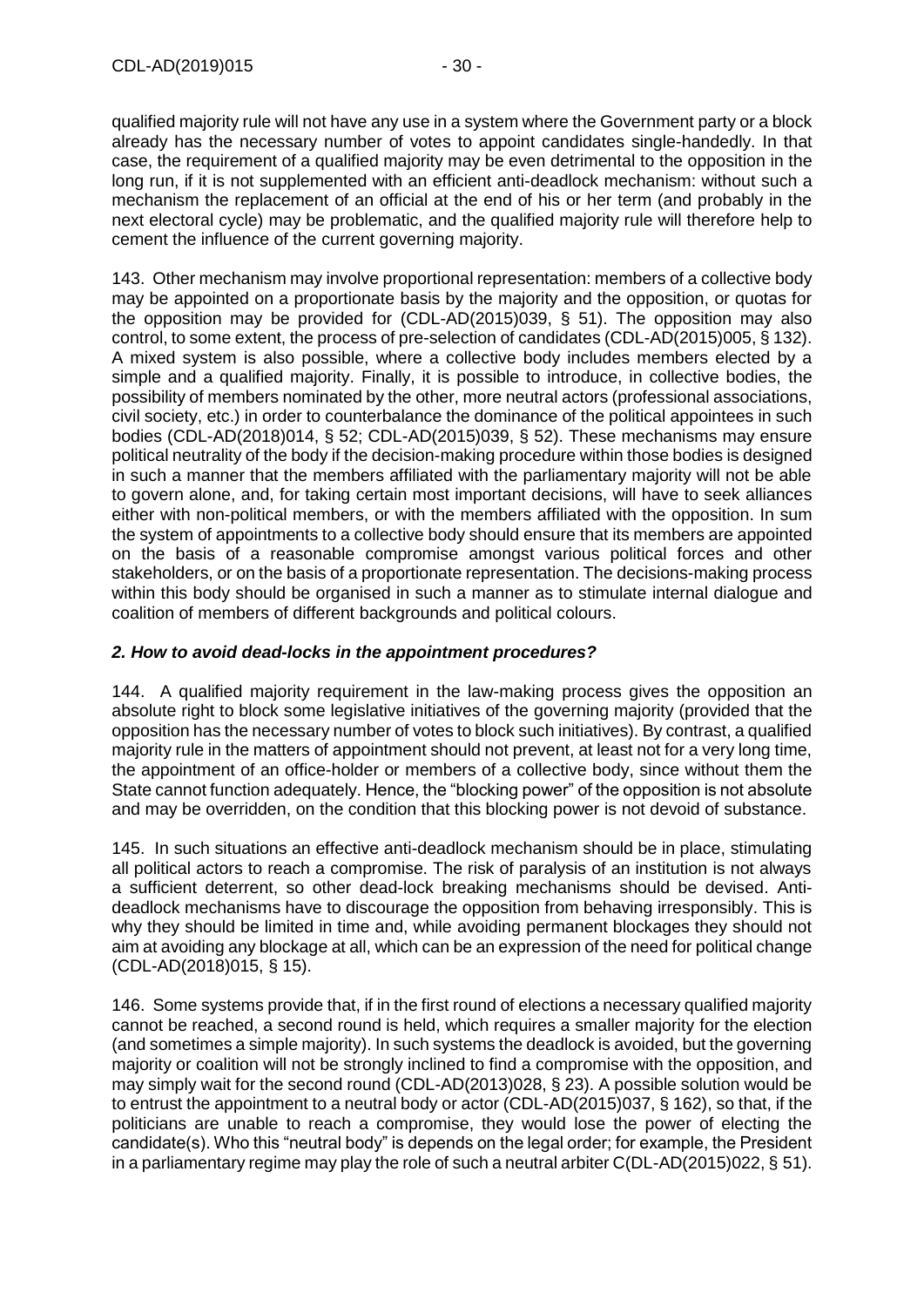qualified majority rule will not have any use in a system where the Government party or a block already has the necessary number of votes to appoint candidates single-handedly. In that case, the requirement of a qualified majority may be even detrimental to the opposition in the long run, if it is not supplemented with an efficient anti-deadlock mechanism: without such a mechanism the replacement of an official at the end of his or her term (and probably in the next electoral cycle) may be problematic, and the qualified majority rule will therefore help to cement the influence of the current governing majority.

143. Other mechanism may involve proportional representation: members of a collective body may be appointed on a proportionate basis by the majority and the opposition, or quotas for the opposition may be provided for (CDL-AD(2015)039, § 51). The opposition may also control, to some extent, the process of pre-selection of candidates (CDL-AD(2015)005, § 132). A mixed system is also possible, where a collective body includes members elected by a simple and a qualified majority. Finally, it is possible to introduce, in collective bodies, the possibility of members nominated by the other, more neutral actors (professional associations, civil society, etc.) in order to counterbalance the dominance of the political appointees in such bodies (CDL-AD(2018)014, § 52; CDL-AD(2015)039, § 52). These mechanisms may ensure political neutrality of the body if the decision-making procedure within those bodies is designed in such a manner that the members affiliated with the parliamentary majority will not be able to govern alone, and, for taking certain most important decisions, will have to seek alliances either with non-political members, or with the members affiliated with the opposition. In sum the system of appointments to a collective body should ensure that its members are appointed on the basis of a reasonable compromise amongst various political forces and other stakeholders, or on the basis of a proportionate representation. The decisions-making process within this body should be organised in such a manner as to stimulate internal dialogue and coalition of members of different backgrounds and political colours.

### *2. How to avoid dead-locks in the appointment procedures?*

144. A qualified majority requirement in the law-making process gives the opposition an absolute right to block some legislative initiatives of the governing majority (provided that the opposition has the necessary number of votes to block such initiatives). By contrast, a qualified majority rule in the matters of appointment should not prevent, at least not for a very long time, the appointment of an office-holder or members of a collective body, since without them the State cannot function adequately. Hence, the "blocking power" of the opposition is not absolute and may be overridden, on the condition that this blocking power is not devoid of substance.

145. In such situations an effective anti-deadlock mechanism should be in place, stimulating all political actors to reach a compromise. The risk of paralysis of an institution is not always a sufficient deterrent, so other dead-lock breaking mechanisms should be devised. Anti-deadlock mechanisms have to discourage the opposition from behaving irresponsibly. This is why they should be limited in time and, while avoiding permanent blockages they should not aim at avoiding any blockage at all, which can be an expression of the need for political change (CDL-AD(2018)015, § 15).

146. Some systems provide that, if in the first round of elections a necessary qualified majority cannot be reached, a second round is held, which requires a smaller majority for the election (and sometimes a simple majority). In such systems the deadlock is avoided, but the governing majority or coalition will not be strongly inclined to find a compromise with the opposition, and may simply wait for the second round (CDL-AD(2013)028, § 23). A possible solution would be to entrust the appointment to a neutral body or actor (CDL-AD(2015)037, § 162), so that, if the politicians are unable to reach a compromise, they would lose the power of electing the candidate(s). Who this "neutral body" is depends on the legal order; for example, the President in a parliamentary regime may play the role of such a neutral arbiter C(DL-AD(2015)022, § 51).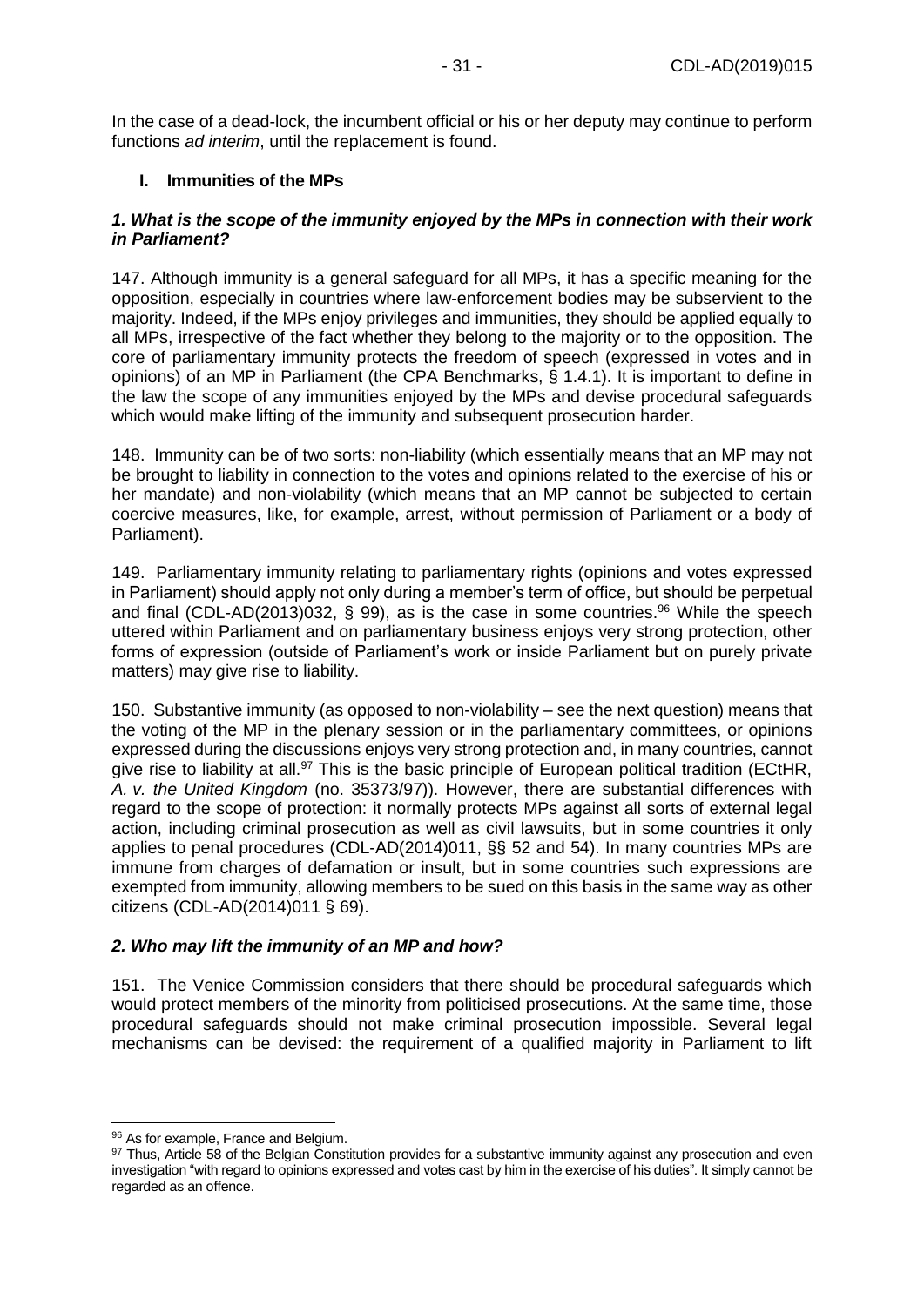In the case of a dead-lock, the incumbent official or his or her deputy may continue to perform functions *ad interim*, until the replacement is found.

## I. Immunities of the MPs

### *1. What is the scope of the immunity enjoyed by the MPs in connection with their work in Parliament?*

147. Although immunity is a general safeguard for all MPs, it has a specific meaning for the opposition, especially in countries where law-enforcement bodies may be subservient to the majority. Indeed, if the MPs enjoy privileges and immunities, they should be applied equally to all MPs, irrespective of the fact whether they belong to the majority or to the opposition. The core of parliamentary immunity protects the freedom of speech (expressed in votes and in opinions) of an MP in Parliament (the CPA Benchmarks, § 1.4.1). It is important to define in the law the scope of any immunities enjoyed by the MPs and devise procedural safeguards which would make lifting of the immunity and subsequent prosecution harder.

148. Immunity can be of two sorts: non-liability (which essentially means that an MP may not be brought to liability in connection to the votes and opinions related to the exercise of his or her mandate) and non-violability (which means that an MP cannot be subjected to certain coercive measures, like, for example, arrest, without permission of Parliament or a body of Parliament).

149. Parliamentary immunity relating to parliamentary rights (opinions and votes expressed in Parliament) should apply not only during a member's term of office, but should be perpetual and final (CDL-AD(2013)032, § 99), as is the case in some countries.[96] While the speech uttered within Parliament and on parliamentary business enjoys very strong protection, other forms of expression (outside of Parliament's work or inside Parliament but on purely private matters) may give rise to liability.

150. Substantive immunity (as opposed to non-violability – see the next question) means that the voting of the MP in the plenary session or in the parliamentary committees, or opinions expressed during the discussions enjoys very strong protection and, in many countries, cannot give rise to liability at all.[97] This is the basic principle of European political tradition (ECtHR, *A. v. the United Kingdom* (no. 35373/97)). However, there are substantial differences with regard to the scope of protection: it normally protects MPs against all sorts of external legal action, including criminal prosecution as well as civil lawsuits, but in some countries it only applies to penal procedures (CDL-AD(2014)011, §§ 52 and 54). In many countries MPs are immune from charges of defamation or insult, but in some countries such expressions are exempted from immunity, allowing members to be sued on this basis in the same way as other citizens (CDL-AD(2014)011 § 69).

### *2. Who may lift the immunity of an MP and how?*

151. The Venice Commission considers that there should be procedural safeguards which would protect members of the minority from politicised prosecutions. At the same time, those procedural safeguards should not make criminal prosecution impossible. Several legal mechanisms can be devised: the requirement of a qualified majority in Parliament to lift

---

[96] As for example, France and Belgium.

[97] Thus, Article 58 of the Belgian Constitution provides for a substantive immunity against any prosecution and even investigation "with regard to opinions expressed and votes cast by him in the exercise of his duties". It simply cannot be regarded as an offence.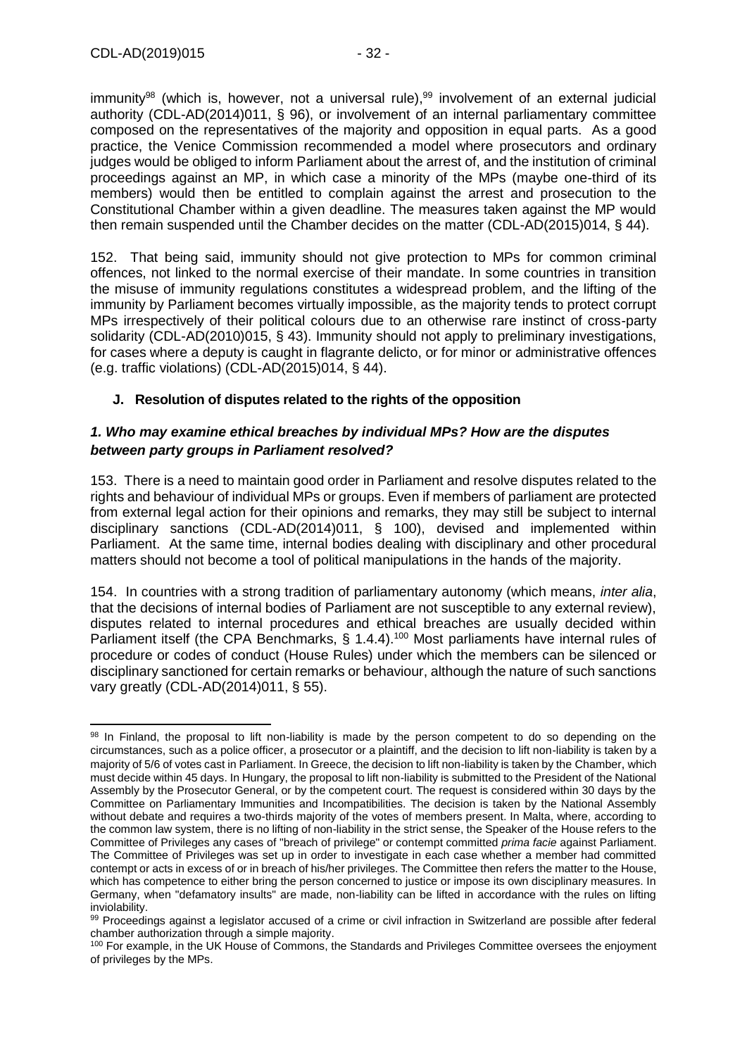immunity[98] (which is, however, not a universal rule),[99] involvement of an external judicial authority (CDL-AD(2014)011, § 96), or involvement of an internal parliamentary committee composed on the representatives of the majority and opposition in equal parts. As a good practice, the Venice Commission recommended a model where prosecutors and ordinary judges would be obliged to inform Parliament about the arrest of, and the institution of criminal proceedings against an MP, in which case a minority of the MPs (maybe one-third of its members) would then be entitled to complain against the arrest and prosecution to the Constitutional Chamber within a given deadline. The measures taken against the MP would then remain suspended until the Chamber decides on the matter (CDL-AD(2015)014, § 44).

152. That being said, immunity should not give protection to MPs for common criminal offences, not linked to the normal exercise of their mandate. In some countries in transition the misuse of immunity regulations constitutes a widespread problem, and the lifting of the immunity by Parliament becomes virtually impossible, as the majority tends to protect corrupt MPs irrespectively of their political colours due to an otherwise rare instinct of cross-party solidarity (CDL-AD(2010)015, § 43). Immunity should not apply to preliminary investigations, for cases where a deputy is caught in flagrante delicto, or for minor or administrative offences (e.g. traffic violations) (CDL-AD(2015)014, § 44).

### J. Resolution of disputes related to the rights of the opposition

#### *1. Who may examine ethical breaches by individual MPs? How are the disputes between party groups in Parliament resolved?*

153. There is a need to maintain good order in Parliament and resolve disputes related to the rights and behaviour of individual MPs or groups. Even if members of parliament are protected from external legal action for their opinions and remarks, they may still be subject to internal disciplinary sanctions (CDL-AD(2014)011, § 100), devised and implemented within Parliament. At the same time, internal bodies dealing with disciplinary and other procedural matters should not become a tool of political manipulations in the hands of the majority.

154. In countries with a strong tradition of parliamentary autonomy (which means, *inter alia*, that the decisions of internal bodies of Parliament are not susceptible to any external review), disputes related to internal procedures and ethical breaches are usually decided within Parliament itself (the CPA Benchmarks, § 1.4.4).[100] Most parliaments have internal rules of procedure or codes of conduct (House Rules) under which the members can be silenced or disciplinary sanctioned for certain remarks or behaviour, although the nature of such sanctions vary greatly (CDL-AD(2014)011, § 55).

---

[98] In Finland, the proposal to lift non-liability is made by the person competent to do so depending on the circumstances, such as a police officer, a prosecutor or a plaintiff, and the decision to lift non-liability is taken by a majority of 5/6 of votes cast in Parliament. In Greece, the decision to lift non-liability is taken by the Chamber, which must decide within 45 days. In Hungary, the proposal to lift non-liability is submitted to the President of the National Assembly by the Prosecutor General, or by the competent court. The request is considered within 30 days by the Committee on Parliamentary Immunities and Incompatibilities. The decision is taken by the National Assembly without debate and requires a two-thirds majority of the votes of members present. In Malta, where, according to the common law system, there is no lifting of non-liability in the strict sense, the Speaker of the House refers to the Committee of Privileges any cases of "breach of privilege" or contempt committed *prima facie* against Parliament. The Committee of Privileges was set up in order to investigate in each case whether a member had committed contempt or acts in excess of or in breach of his/her privileges. The Committee then refers the matter to the House, which has competence to either bring the person concerned to justice or impose its own disciplinary measures. In Germany, when "defamatory insults" are made, non-liability can be lifted in accordance with the rules on lifting inviolability.

[99] Proceedings against a legislator accused of a crime or civil infraction in Switzerland are possible after federal chamber authorization through a simple majority.

[100] For example, in the UK House of Commons, the Standards and Privileges Committee oversees the enjoyment of privileges by the MPs.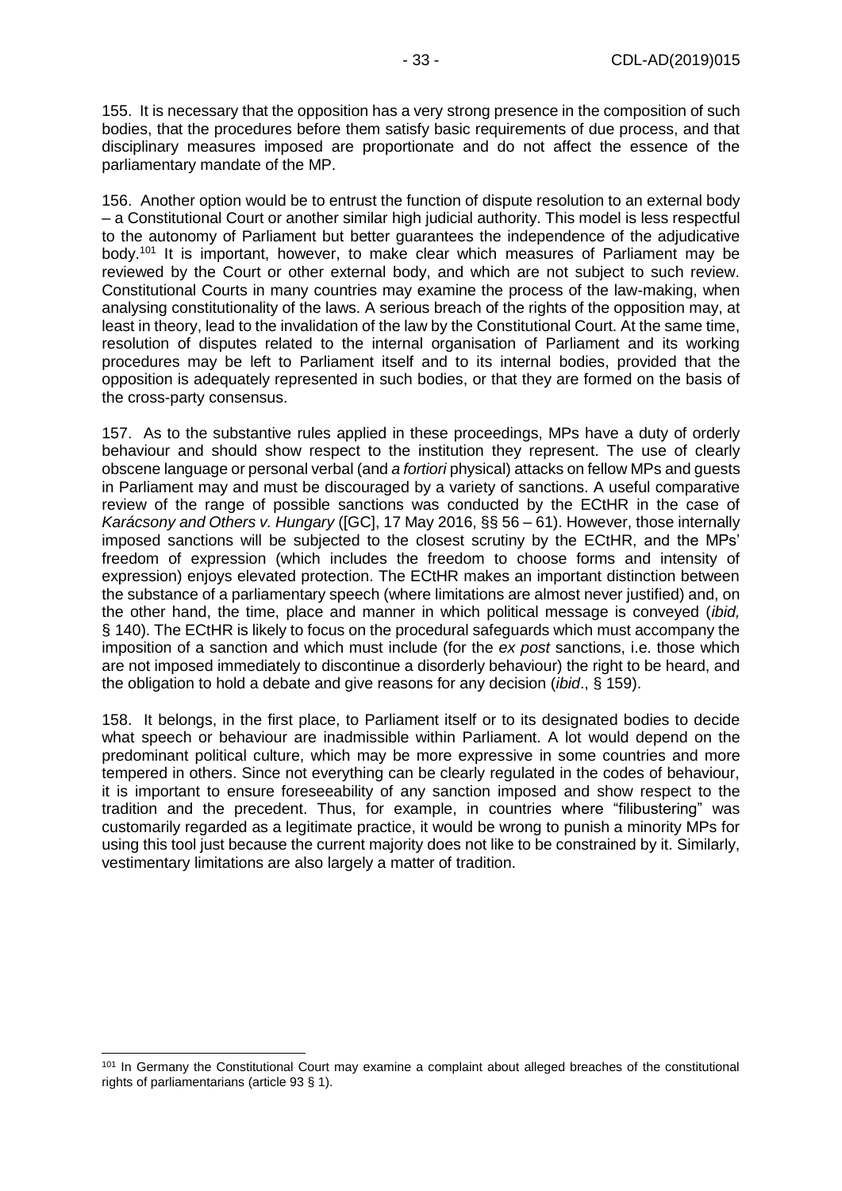155. It is necessary that the opposition has a very strong presence in the composition of such bodies, that the procedures before them satisfy basic requirements of due process, and that disciplinary measures imposed are proportionate and do not affect the essence of the parliamentary mandate of the MP.

156. Another option would be to entrust the function of dispute resolution to an external body – a Constitutional Court or another similar high judicial authority. This model is less respectful to the autonomy of Parliament but better guarantees the independence of the adjudicative body.[101] It is important, however, to make clear which measures of Parliament may be reviewed by the Court or other external body, and which are not subject to such review. Constitutional Courts in many countries may examine the process of the law-making, when analysing constitutionality of the laws. A serious breach of the rights of the opposition may, at least in theory, lead to the invalidation of the law by the Constitutional Court. At the same time, resolution of disputes related to the internal organisation of Parliament and its working procedures may be left to Parliament itself and to its internal bodies, provided that the opposition is adequately represented in such bodies, or that they are formed on the basis of the cross-party consensus.

157. As to the substantive rules applied in these proceedings, MPs have a duty of orderly behaviour and should show respect to the institution they represent. The use of clearly obscene language or personal verbal (and *a fortiori* physical) attacks on fellow MPs and guests in Parliament may and must be discouraged by a variety of sanctions. A useful comparative review of the range of possible sanctions was conducted by the ECtHR in the case of *Karácsony and Others v. Hungary* ([GC], 17 May 2016, §§ 56 – 61). However, those internally imposed sanctions will be subjected to the closest scrutiny by the ECtHR, and the MPs' freedom of expression (which includes the freedom to choose forms and intensity of expression) enjoys elevated protection. The ECtHR makes an important distinction between the substance of a parliamentary speech (where limitations are almost never justified) and, on the other hand, the time, place and manner in which political message is conveyed (*ibid,* § 140). The ECtHR is likely to focus on the procedural safeguards which must accompany the imposition of a sanction and which must include (for the *ex post* sanctions, i.e. those which are not imposed immediately to discontinue a disorderly behaviour) the right to be heard, and the obligation to hold a debate and give reasons for any decision (*ibid*., § 159).

158. It belongs, in the first place, to Parliament itself or to its designated bodies to decide what speech or behaviour are inadmissible within Parliament. A lot would depend on the predominant political culture, which may be more expressive in some countries and more tempered in others. Since not everything can be clearly regulated in the codes of behaviour, it is important to ensure foreseeability of any sanction imposed and show respect to the tradition and the precedent. Thus, for example, in countries where "filibustering" was customarily regarded as a legitimate practice, it would be wrong to punish a minority MPs for using this tool just because the current majority does not like to be constrained by it. Similarly, vestimentary limitations are also largely a matter of tradition.

---

[101] In Germany the Constitutional Court may examine a complaint about alleged breaches of the constitutional rights of parliamentarians (article 93 § 1).